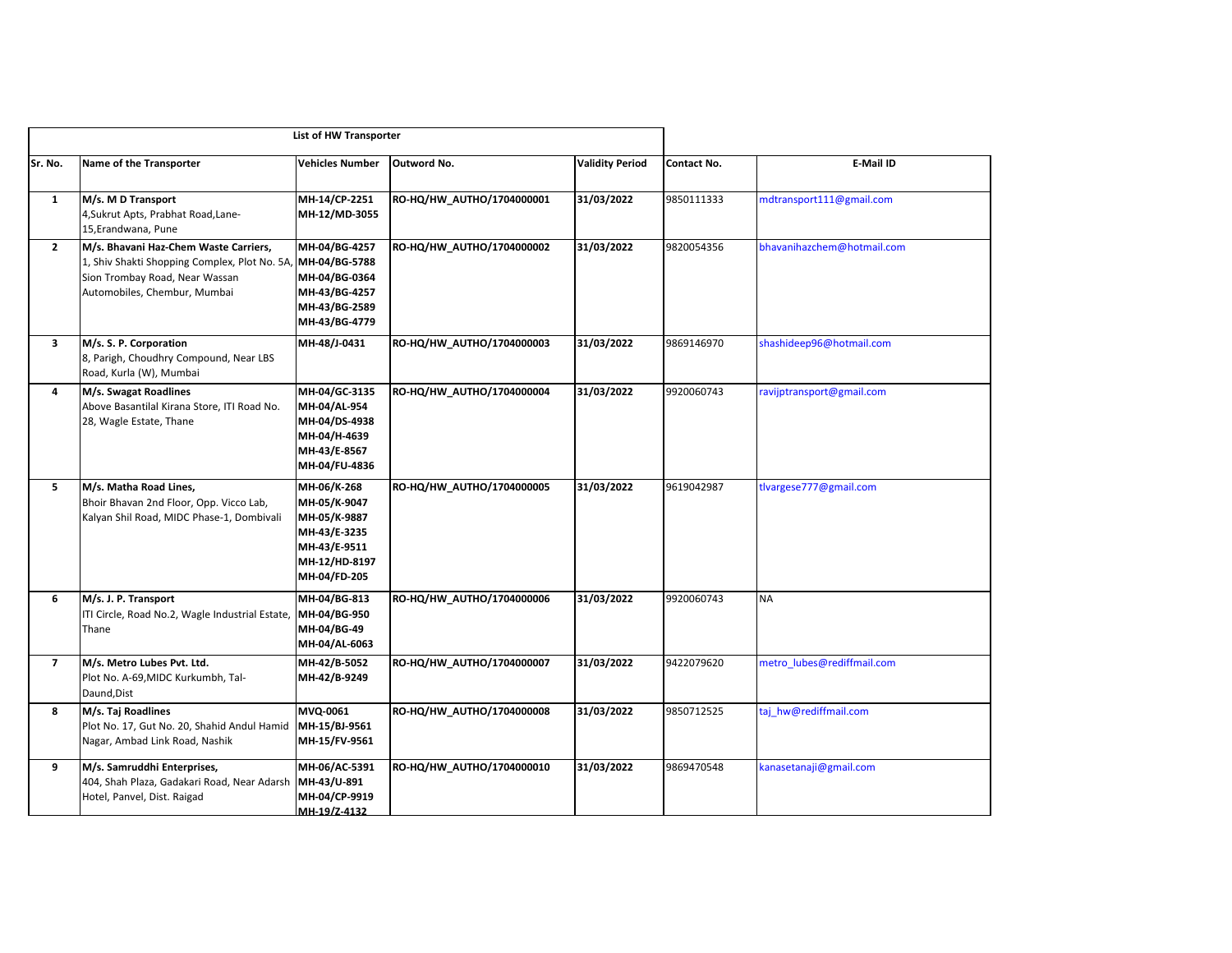| List of HW Transporter | | | | | | |
|---|---|---|---|---|---|---|
| **Sr. No.** | **Name of the Transporter** | **Vehicles Number** | **Outword No.** | **Validity Period** | **Contact No.** | **E-Mail ID** |
| **1** | **M/s. M D Transport**<br>4,Sukrut Apts, Prabhat Road,Lane-15,Erandwana, Pune | **MH-14/CP-2251**<br>**MH-12/MD-3055** | **RO-HQ/HW_AUTHO/1704000001** | **31/03/2022** | 9850111333 | mdtransport111@gmail.com |
| **2** | **M/s. Bhavani Haz-Chem Waste Carriers,**<br>1, Shiv Shakti Shopping Complex, Plot No. 5A, Sion Trombay Road, Near Wassan Automobiles, Chembur, Mumbai | **MH-04/BG-4257**<br>**MH-04/BG-5788**<br>**MH-04/BG-0364**<br>**MH-43/BG-4257**<br>**MH-43/BG-2589**<br>**MH-43/BG-4779** | **RO-HQ/HW_AUTHO/1704000002** | **31/03/2022** | 9820054356 | bhavanihazchem@hotmail.com |
| **3** | **M/s. S. P. Corporation**<br>8, Parigh, Choudhry Compound, Near LBS Road, Kurla (W), Mumbai | **MH-48/J-0431** | **RO-HQ/HW_AUTHO/1704000003** | **31/03/2022** | 9869146970 | shashideep96@hotmail.com |
| **4** | **M/s. Swagat Roadlines**<br>Above Basantilal Kirana Store, ITI Road No. 28, Wagle Estate, Thane | **MH-04/GC-3135**<br>**MH-04/AL-954**<br>**MH-04/DS-4938**<br>**MH-04/H-4639**<br>**MH-43/E-8567**<br>**MH-04/FU-4836** | **RO-HQ/HW_AUTHO/1704000004** | **31/03/2022** | 9920060743 | ravijptransport@gmail.com |
| **5** | **M/s. Matha Road Lines,**<br>Bhoir Bhavan 2nd Floor, Opp. Vicco Lab, Kalyan Shil Road, MIDC Phase-1, Dombivali | **MH-06/K-268**<br>**MH-05/K-9047**<br>**MH-05/K-9887**<br>**MH-43/E-3235**<br>**MH-43/E-9511**<br>**MH-12/HD-8197**<br>**MH-04/FD-205** | **RO-HQ/HW_AUTHO/1704000005** | **31/03/2022** | 9619042987 | tlvargese777@gmail.com |
| **6** | **M/s. J. P. Transport**<br>ITI Circle, Road No.2, Wagle Industrial Estate, Thane | **MH-04/BG-813**<br>**MH-04/BG-950**<br>**MH-04/BG-49**<br>**MH-04/AL-6063** | **RO-HQ/HW_AUTHO/1704000006** | **31/03/2022** | 9920060743 | NA |
| **7** | **M/s. Metro Lubes Pvt. Ltd.**<br>Plot No. A-69,MIDC Kurkumbh, Tal-Daund,Dist | **MH-42/B-5052**<br>**MH-42/B-9249** | **RO-HQ/HW_AUTHO/1704000007** | **31/03/2022** | 9422079620 | metro_lubes@rediffmail.com |
| **8** | **M/s. Taj Roadlines**<br>Plot No. 17, Gut No. 20, Shahid Andul Hamid Nagar, Ambad Link Road, Nashik | **MVQ-0061**<br>**MH-15/BJ-9561**<br>**MH-15/FV-9561** | **RO-HQ/HW_AUTHO/1704000008** | **31/03/2022** | 9850712525 | taj_hw@rediffmail.com |
| **9** | **M/s. Samruddhi Enterprises,**<br>404, Shah Plaza, Gadakari Road, Near Adarsh Hotel, Panvel, Dist. Raigad | **MH-06/AC-5391**<br>**MH-43/U-891**<br>**MH-04/CP-9919**<br>**MH-19/Z-4132** | **RO-HQ/HW_AUTHO/1704000010** | **31/03/2022** | 9869470548 | kanasetanaji@gmail.com |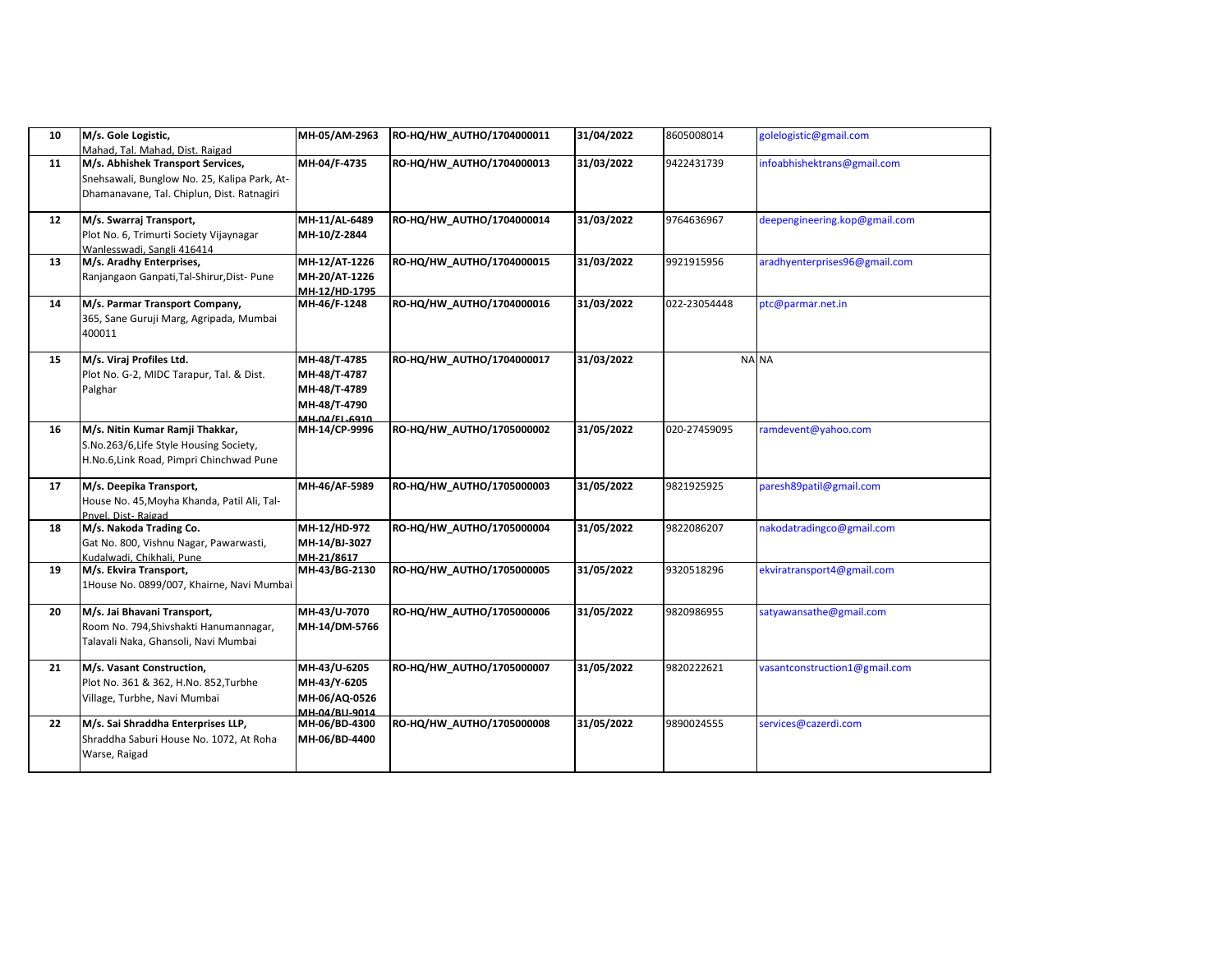| 10 | M/s. Gole Logistic,<br>Mahad, Tal. Mahad, Dist. Raigad | MH-05/AM-2963 | RO-HQ/HW_AUTHO/1704000011 | 31/04/2022 | 8605008014 | golelogistic@gmail.com |
|---|---|---|---|---|---|---|
| 11 | M/s. Abhishek Transport Services,<br>Snehsawali, Bunglow No. 25, Kalipa Park, At-Dhamanavane, Tal. Chiplun, Dist. Ratnagiri | MH-04/F-4735 | RO-HQ/HW_AUTHO/1704000013 | 31/03/2022 | 9422431739 | infoabhishektrans@gmail.com |
| 12 | M/s. Swarraj Transport,<br>Plot No. 6, Trimurti Society Vijaynagar Wanlesswadi, Sangli 416414 | MH-11/AL-6489<br>MH-10/Z-2844 | RO-HQ/HW_AUTHO/1704000014 | 31/03/2022 | 9764636967 | deepengineering.kop@gmail.com |
| 13 | M/s. Aradhy Enterprises,<br>Ranjangaon Ganpati,Tal-Shirur,Dist- Pune | MH-12/AT-1226<br>MH-20/AT-1226<br>MH-12/HD-1795 | RO-HQ/HW_AUTHO/1704000015 | 31/03/2022 | 9921915956 | aradhyenterprises96@gmail.com |
| 14 | M/s. Parmar Transport Company,<br>365, Sane Guruji Marg, Agripada, Mumbai 400011 | MH-46/F-1248 | RO-HQ/HW_AUTHO/1704000016 | 31/03/2022 | 022-23054448 | ptc@parmar.net.in |
| 15 | M/s. Viraj Profiles Ltd.<br>Plot No. G-2, MIDC Tarapur, Tal. & Dist. Palghar | MH-48/T-4785<br>MH-48/T-4787<br>MH-48/T-4789<br>MH-48/T-4790<br>MH-04/FL-6910 | RO-HQ/HW_AUTHO/1704000017 | 31/03/2022 | NA | NA |
| 16 | M/s. Nitin Kumar Ramji Thakkar,<br>S.No.263/6,Life Style Housing Society, H.No.6,Link Road, Pimpri Chinchwad Pune | MH-14/CP-9996 | RO-HQ/HW_AUTHO/1705000002 | 31/05/2022 | 020-27459095 | ramdevent@yahoo.com |
| 17 | M/s. Deepika Transport,<br>House No. 45,Moyha Khanda, Patil Ali, Tal-Pnvel, Dist- Raigad | MH-46/AF-5989 | RO-HQ/HW_AUTHO/1705000003 | 31/05/2022 | 9821925925 | paresh89patil@gmail.com |
| 18 | M/s. Nakoda Trading Co.<br>Gat No. 800, Vishnu Nagar, Pawarwasti, Kudalwadi, Chikhali, Pune | MH-12/HD-972<br>MH-14/BJ-3027<br>MH-21/8617 | RO-HQ/HW_AUTHO/1705000004 | 31/05/2022 | 9822086207 | nakodatradingco@gmail.com |
| 19 | M/s. Ekvira Transport,<br>1House No. 0899/007, Khairne, Navi Mumbai | MH-43/BG-2130 | RO-HQ/HW_AUTHO/1705000005 | 31/05/2022 | 9320518296 | ekviratransport4@gmail.com |
| 20 | M/s. Jai Bhavani Transport,<br>Room No. 794,Shivshakti Hanumannagar, Talavali Naka, Ghansoli, Navi Mumbai | MH-43/U-7070<br>MH-14/DM-5766 | RO-HQ/HW_AUTHO/1705000006 | 31/05/2022 | 9820986955 | satyawansathe@gmail.com |
| 21 | M/s. Vasant Construction,<br>Plot No. 361 & 362, H.No. 852,Turbhe Village, Turbhe, Navi Mumbai | MH-43/U-6205<br>MH-43/Y-6205<br>MH-06/AQ-0526<br>MH-04/BU-9014 | RO-HQ/HW_AUTHO/1705000007 | 31/05/2022 | 9820222621 | vasantconstruction1@gmail.com |
| 22 | M/s. Sai Shraddha Enterprises LLP,<br>Shraddha Saburi House No. 1072, At Roha Warse, Raigad | MH-06/BD-4300<br>MH-06/BD-4400 | RO-HQ/HW_AUTHO/1705000008 | 31/05/2022 | 9890024555 | services@cazerdi.com |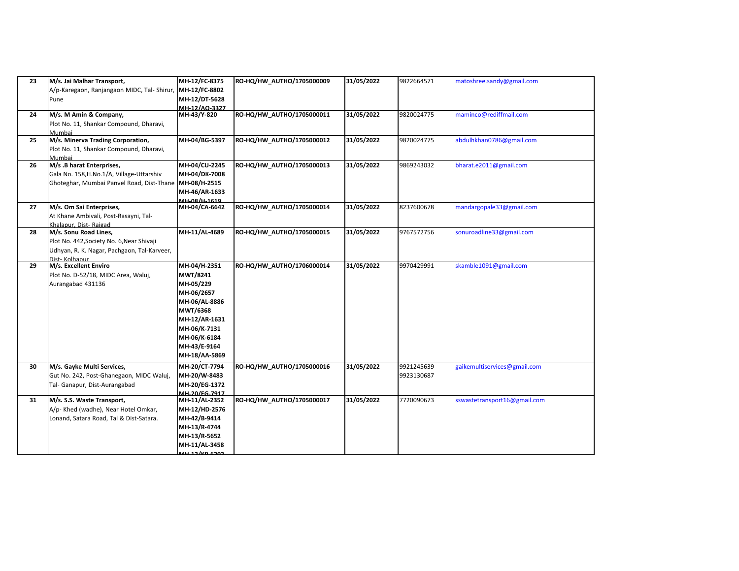| 23 | **M/s. Jai Malhar Transport,** A/p-Karegaon, Ranjangaon MIDC, Tal- Shirur, Pune | **MH-12/FC-8375** **MH-12/FC-8802** **MH-12/DT-5628** **MH-12/AQ-3327** | **RO-HQ/HW_AUTHO/1705000009** | **31/05/2022** | 9822664571 | matoshree.sandy@gmail.com |
|---|---|---|---|---|---|---|
| 24 | **M/s. M Amin & Company,** Plot No. 11, Shankar Compound, Dharavi, Mumbai | **MH-43/Y-820** | **RO-HQ/HW_AUTHO/1705000011** | **31/05/2022** | 9820024775 | maminco@rediffmail.com |
| 25 | **M/s. Minerva Trading Corporation,** Plot No. 11, Shankar Compound, Dharavi, Mumbai | **MH-04/BG-5397** | **RO-HQ/HW_AUTHO/1705000012** | **31/05/2022** | 9820024775 | abdulhkhan0786@gmail.com |
| 26 | **M/s .B harat Enterprises,** Gala No. 158,H.No.1/A, Village-Uttarshiv Ghoteghar, Mumbai Panvel Road, Dist-Thane | **MH-04/CU-2245** **MH-04/DK-7008** **MH-08/H-2515** **MH-46/AR-1633** **MH-08/H-1619** | **RO-HQ/HW_AUTHO/1705000013** | **31/05/2022** | 9869243032 | bharat.e2011@gmail.com |
| 27 | **M/s. Om Sai Enterprises,** At Khane Ambivali, Post-Rasayni, Tal-Khalapur, Dist- Raigad | **MH-04/CA-6642** | **RO-HQ/HW_AUTHO/1705000014** | **31/05/2022** | 8237600678 | mandargopale33@gmail.com |
| 28 | **M/s. Sonu Road Lines,** Plot No. 442,Society No. 6,Near Shivaji Udhyan, R. K. Nagar, Pachgaon, Tal-Karveer, Dist- Kolhapur | **MH-11/AL-4689** | **RO-HQ/HW_AUTHO/1705000015** | **31/05/2022** | 9767572756 | sonuroadline33@gmail.com |
| 29 | **M/s. Excellent Enviro** Plot No. D-52/18, MIDC Area, Waluj, Aurangabad 431136 | **MH-04/H-2351** **MWT/8241** **MH-05/229** **MH-06/2657** **MH-06/AL-8886** **MWT/6368** **MH-12/AR-1631** **MH-06/K-7131** **MH-06/K-6184** **MH-43/E-9164** **MH-18/AA-5869** | **RO-HQ/HW_AUTHO/1706000014** | **31/05/2022** | 9970429991 | skamble1091@gmail.com |
| 30 | **M/s. Gayke Multi Services,** Gut No. 242, Post-Ghanegaon, MIDC Waluj, Tal- Ganapur, Dist-Aurangabad | **MH-20/CT-7794** **MH-20/W-8483** **MH-20/EG-1372** **MH-20/EG-7917** | **RO-HQ/HW_AUTHO/1705000016** | **31/05/2022** | 9921245639 9923130687 | gaikemultiservices@gmail.com |
| 31 | **M/s. S.S. Waste Transport,** A/p- Khed (wadhe), Near Hotel Omkar, Lonand, Satara Road, Tal & Dist-Satara. | **MH-11/AL-2352** **MH-12/HD-2576** **MH-42/B-9414** **MH-13/R-4744** **MH-13/R-5652** **MH-11/AL-3458** **MH-12/KP-6202** | **RO-HQ/HW_AUTHO/1705000017** | **31/05/2022** | 7720090673 | sswastetransport16@gmail.com |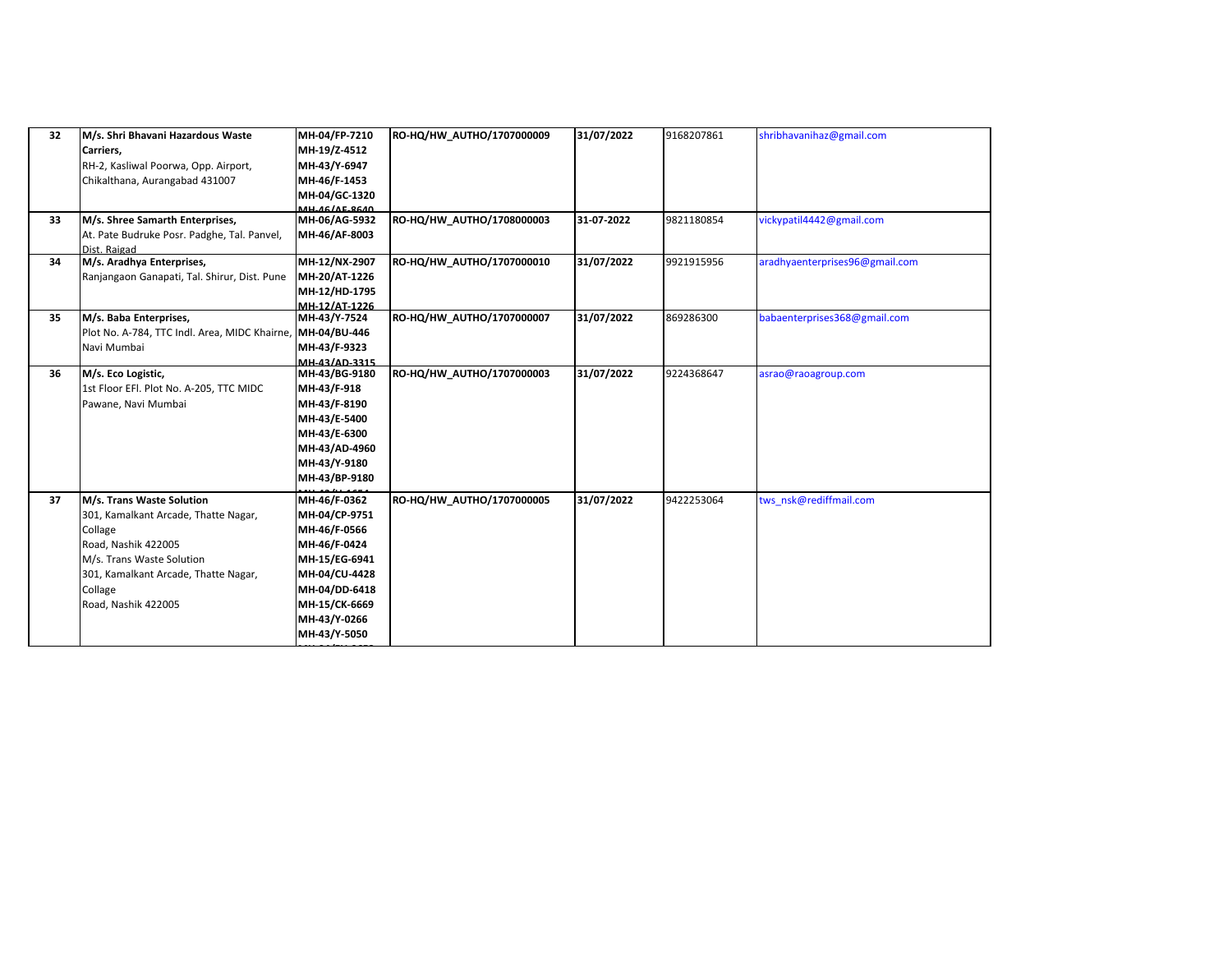| 32 | **M/s. Shri Bhavani Hazardous Waste Carriers,**<br>RH-2, Kasliwal Poorwa, Opp. Airport, Chikalthana, Aurangabad 431007 | **MH-04/FP-7210**<br>**MH-19/Z-4512**<br>**MH-43/Y-6947**<br>**MH-46/F-1453**<br>**MH-04/GC-1320**<br>**MH-46/AE-8640** | **RO-HQ/HW_AUTHO/1707000009** | **31/07/2022** | 9168207861 | shribhavanihaz@gmail.com |
|---|---|---|---|---|---|---|
| 33 | **M/s. Shree Samarth Enterprises,**<br>At. Pate Budruke Posr. Padghe, Tal. Panvel, Dist. Raigad | **MH-06/AG-5932**<br>**MH-46/AF-8003** | **RO-HQ/HW_AUTHO/1708000003** | **31-07-2022** | 9821180854 | vickypatil4442@gmail.com |
| 34 | **M/s. Aradhya Enterprises,**<br>Ranjangaon Ganapati, Tal. Shirur, Dist. Pune | **MH-12/NX-2907**<br>**MH-20/AT-1226**<br>**MH-12/HD-1795**<br>**MH-12/AT-1226** | **RO-HQ/HW_AUTHO/1707000010** | **31/07/2022** | 9921915956 | aradhyaenterprises96@gmail.com |
| 35 | **M/s. Baba Enterprises,**<br>Plot No. A-784, TTC Indl. Area, MIDC Khairne, Navi Mumbai | **MH-43/Y-7524**<br>**MH-04/BU-446**<br>**MH-43/F-9323**<br>**MH-43/AD-3315** | **RO-HQ/HW_AUTHO/1707000007** | **31/07/2022** | 869286300 | babaenterprises368@gmail.com |
| 36 | **M/s. Eco Logistic,**<br>1st Floor EFl. Plot No. A-205, TTC MIDC Pawane, Navi Mumbai | **MH-43/BG-9180**<br>**MH-43/F-918**<br>**MH-43/F-8190**<br>**MH-43/E-5400**<br>**MH-43/E-6300**<br>**MH-43/AD-4960**<br>**MH-43/Y-9180**<br>**MH-43/BP-9180** | **RO-HQ/HW_AUTHO/1707000003** | **31/07/2022** | 9224368647 | asrao@raoagroup.com |
| 37 | **M/s. Trans Waste Solution**<br>301, Kamalkant Arcade, Thatte Nagar, Collage Road, Nashik 422005<br>M/s. Trans Waste Solution<br>301, Kamalkant Arcade, Thatte Nagar, Collage Road, Nashik 422005 | **MH-46/F-0362**<br>**MH-04/CP-9751**<br>**MH-46/F-0566**<br>**MH-46/F-0424**<br>**MH-15/EG-6941**<br>**MH-04/CU-4428**<br>**MH-04/DD-6418**<br>**MH-15/CK-6669**<br>**MH-43/Y-0266**<br>**MH-43/Y-5050** | **RO-HQ/HW_AUTHO/1707000005** | **31/07/2022** | 9422253064 | tws_nsk@rediffmail.com |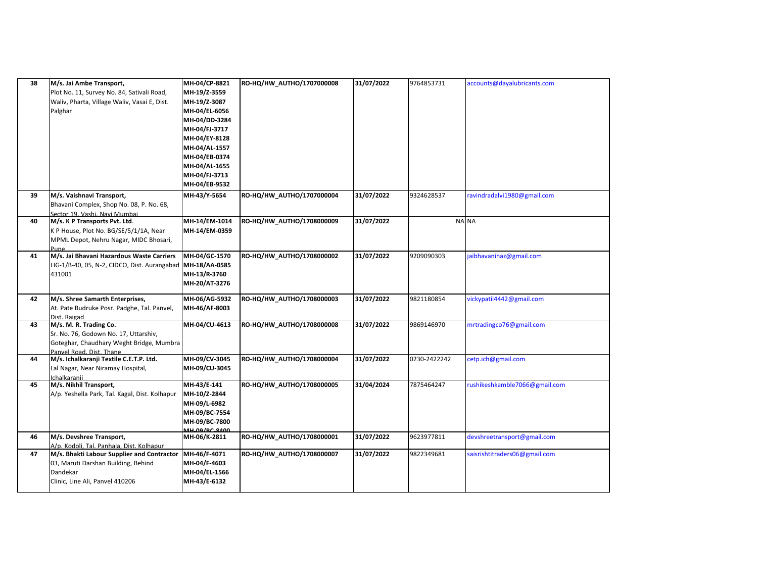| 38 | **M/s. Jai Ambe Transport,**<br>Plot No. 11, Survey No. 84, Sativali Road, Waliv, Pharta, Village Waliv, Vasai E, Dist. Palghar | **MH-04/CP-8821**<br>**MH-19/Z-3559**<br>**MH-19/Z-3087**<br>**MH-04/EL-6056**<br>**MH-04/DD-3284**<br>**MH-04/FJ-3717**<br>**MH-04/EY-8128**<br>**MH-04/AL-1557**<br>**MH-04/EB-0374**<br>**MH-04/AL-1655**<br>**MH-04/FJ-3713**<br>**MH-04/EB-9532** | **RO-HQ/HW_AUTHO/1707000008** | **31/07/2022** | 9764853731 | accounts@dayalubricants.com |
|---|---|---|---|---|---|---|
| 39 | **M/s. Vaishnavi Transport,**<br>Bhavani Complex, Shop No. 08, P. No. 68, Sector 19, Vashi, Navi Mumbai | **MH-43/Y-5654** | **RO-HQ/HW_AUTHO/1707000004** | **31/07/2022** | 9324628537 | ravindradalvi1980@gmail.com |
| 40 | **M/s. K P Transports Pvt. Ltd**.<br>K P House, Plot No. BG/SE/5/1/1A, Near MPML Depot, Nehru Nagar, MIDC Bhosari, Pune | **MH-14/EM-1014**<br>**MH-14/EM-0359** | **RO-HQ/HW_AUTHO/1708000009** | **31/07/2022** | NA | NA |
| 41 | **M/s. Jai Bhavani Hazardous Waste Carriers**<br>LIG-1/B-40, 05, N-2, CIDCO, Dist. Aurangabad 431001 | **MH-04/GC-1570**<br>**MH-18/AA-0585**<br>**MH-13/R-3760**<br>**MH-20/AT-3276** | **RO-HQ/HW_AUTHO/1708000002** | **31/07/2022** | 9209090303 | jaibhavanihaz@gmail.com |
| 42 | **M/s. Shree Samarth Enterprises,**<br>At. Pate Budruke Posr. Padghe, Tal. Panvel, Dist. Raigad | **MH-06/AG-5932**<br>**MH-46/AF-8003** | **RO-HQ/HW_AUTHO/1708000003** | **31/07/2022** | 9821180854 | vickypatil4442@gmail.com |
| 43 | **M/s. M. R. Trading Co.**<br>Sr. No. 76, Godown No. 17, Uttarshiv, Goteghar, Chaudhary Weght Bridge, Mumbra Panvel Road, Dist. Thane | **MH-04/CU-4613** | **RO-HQ/HW_AUTHO/1708000008** | **31/07/2022** | 9869146970 | mrtradingco76@gmail.com |
| 44 | **M/s. Ichalkaranji Textile C.E.T.P. Ltd.**<br>Lal Nagar, Near Niramay Hospital, Ichalkaranji | **MH-09/CV-3045**<br>**MH-09/CU-3045** | **RO-HQ/HW_AUTHO/1708000004** | **31/07/2022** | 0230-2422242 | cetp.ich@gmail.com |
| 45 | **M/s. Nikhil Transport,**<br>A/p. Yeshella Park, Tal. Kagal, Dist. Kolhapur | MH-43/E-141<br>**MH-10/Z-2844**<br>**MH-09/L-6982**<br>**MH-09/BC-7554**<br>**MH-09/BC-7800**<br>**MH-09/BC-8400** | **RO-HQ/HW_AUTHO/1708000005** | **31/04/2024** | 7875464247 | rushikeshkamble7066@gmail.com |
| 46 | **M/s. Devshree Transport,**<br>A/p. Kodoli, Tal. Panhala, Dist. Kolhapur | **MH-06/K-2811** | **RO-HQ/HW_AUTHO/1708000001** | **31/07/2022** | 9623977811 | devshreetransport@gmail.com |
| 47 | **M/s. Bhakti Labour Supplier and Contractor**<br>03, Maruti Darshan Building, Behind Dandekar Clinic, Line Ali, Panvel 410206 | **MH-46/F-4071**<br>**MH-04/F-4603**<br>**MH-04/EL-1566**<br>**MH-43/E-6132** | **RO-HQ/HW_AUTHO/1708000007** | **31/07/2022** | 9822349681 | saisrishtitraders06@gmail.com |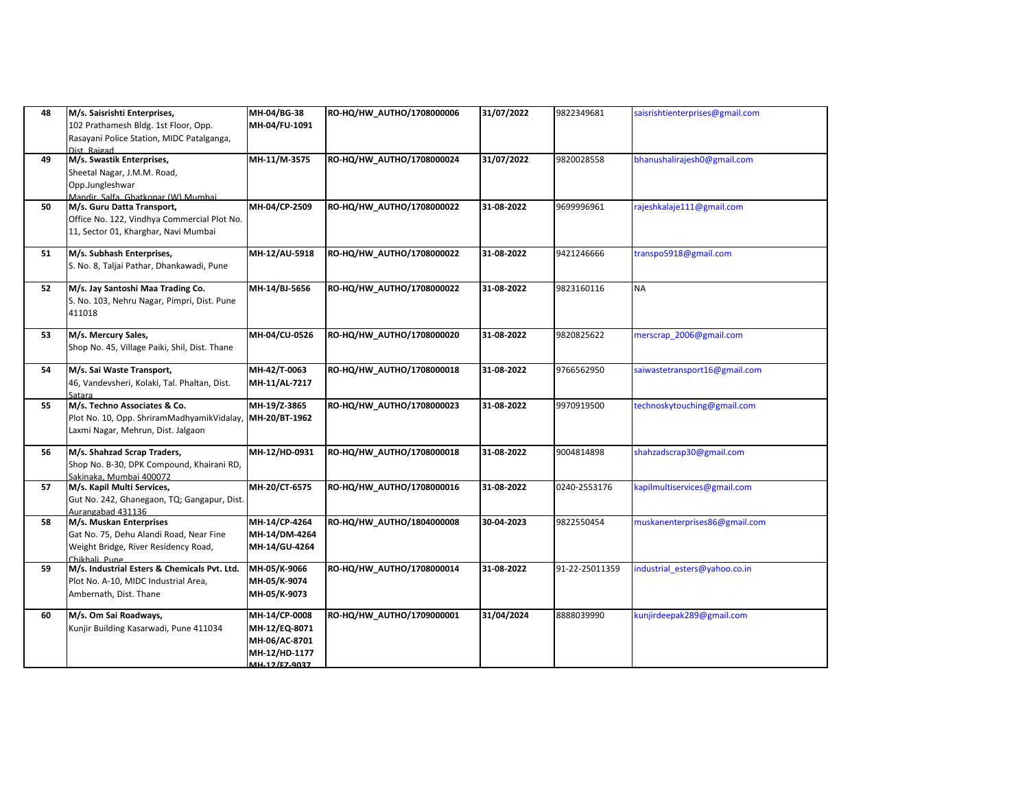| 48 | **M/s. Saisrishti Enterprises,** 102 Prathamesh Bldg. 1st Floor, Opp. Rasayani Police Station, MIDC Patalganga, Dist. Raigad | **MH-04/BG-38** **MH-04/FU-1091** | **RO-HQ/HW_AUTHO/1708000006** | **31/07/2022** | 9822349681 | saisrishtienterprises@gmail.com |
|---|---|---|---|---|---|---|
| 49 | **M/s. Swastik Enterprises,** Sheetal Nagar, J.M.M. Road, Opp.Jungleshwar Mandir, Salfa, Ghatkopar (W) Mumbai | **MH-11/M-3575** | **RO-HQ/HW_AUTHO/1708000024** | **31/07/2022** | 9820028558 | bhanushalirajesh0@gmail.com |
| 50 | **M/s. Guru Datta Transport,** Office No. 122, Vindhya Commercial Plot No. 11, Sector 01, Kharghar, Navi Mumbai | **MH-04/CP-2509** | **RO-HQ/HW_AUTHO/1708000022** | **31-08-2022** | 9699996961 | rajeshkalaje111@gmail.com |
| 51 | **M/s. Subhash Enterprises,** S. No. 8, Taljai Pathar, Dhankawadi, Pune | **MH-12/AU-5918** | **RO-HQ/HW_AUTHO/1708000022** | **31-08-2022** | 9421246666 | transpo5918@gmail.com |
| 52 | **M/s. Jay Santoshi Maa Trading Co.** S. No. 103, Nehru Nagar, Pimpri, Dist. Pune 411018 | **MH-14/BJ-5656** | **RO-HQ/HW_AUTHO/1708000022** | **31-08-2022** | 9823160116 | NA |
| 53 | **M/s. Mercury Sales,** Shop No. 45, Village Paiki, Shil, Dist. Thane | **MH-04/CU-0526** | **RO-HQ/HW_AUTHO/1708000020** | **31-08-2022** | 9820825622 | merscrap_2006@gmail.com |
| 54 | **M/s. Sai Waste Transport,** 46, Vandevsheri, Kolaki, Tal. Phaltan, Dist. Satara | **MH-42/T-0063** **MH-11/AL-7217** | **RO-HQ/HW_AUTHO/1708000018** | **31-08-2022** | 9766562950 | saiwastetransport16@gmail.com |
| 55 | **M/s. Techno Associates & Co.** Plot No. 10, Opp. ShriramMadhyamikVidalay, Laxmi Nagar, Mehrun, Dist. Jalgaon | **MH-19/Z-3865** **MH-20/BT-1962** | **RO-HQ/HW_AUTHO/1708000023** | **31-08-2022** | 9970919500 | technoskytouching@gmail.com |
| 56 | **M/s. Shahzad Scrap Traders,** Shop No. B-30, DPK Compound, Khairani RD, Sakinaka, Mumbai 400072 | **MH-12/HD-0931** | **RO-HQ/HW_AUTHO/1708000018** | **31-08-2022** | 9004814898 | shahzadscrap30@gmail.com |
| 57 | **M/s. Kapil Multi Services,** Gut No. 242, Ghanegaon, TQ; Gangapur, Dist. Aurangabad 431136 | **MH-20/CT-6575** | **RO-HQ/HW_AUTHO/1708000016** | **31-08-2022** | 0240-2553176 | kapilmultiservices@gmail.com |
| 58 | **M/s. Muskan Enterprises** Gat No. 75, Dehu Alandi Road, Near Fine Weight Bridge, River Residency Road, Chikhali, Pune | **MH-14/CP-4264** **MH-14/DM-4264** **MH-14/GU-4264** | **RO-HQ/HW_AUTHO/1804000008** | **30-04-2023** | 9822550454 | muskanenterprises86@gmail.com |
| 59 | **M/s. Industrial Esters & Chemicals Pvt. Ltd.** Plot No. A-10, MIDC Industrial Area, Ambernath, Dist. Thane | **MH-05/K-9066** **MH-05/K-9074** **MH-05/K-9073** | **RO-HQ/HW_AUTHO/1708000014** | **31-08-2022** | 91-22-25011359 | industrial_esters@yahoo.co.in |
| 60 | **M/s. Om Sai Roadways,** Kunjir Building Kasarwadi, Pune 411034 | **MH-14/CP-0008** **MH-12/EQ-8071** **MH-06/AC-8701** **MH-12/HD-1177** **MH-12/FZ-9037** | **RO-HQ/HW_AUTHO/1709000001** | **31/04/2024** | 8888039990 | kunjirdeepak289@gmail.com |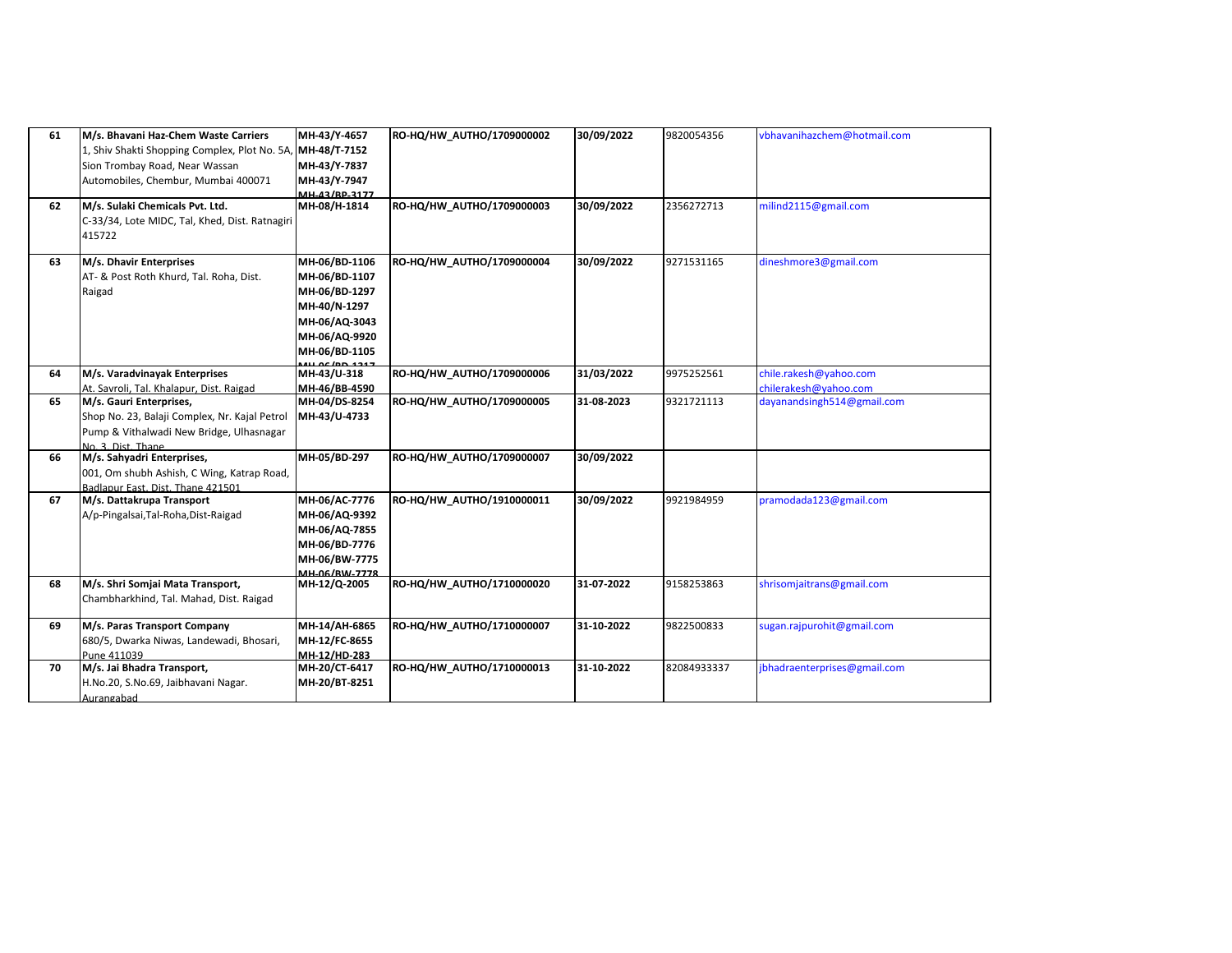| 61 | **M/s. Bhavani Haz-Chem Waste Carriers**<br>1, Shiv Shakti Shopping Complex, Plot No. 5A, Sion Trombay Road, Near Wassan Automobiles, Chembur, Mumbai 400071 | **MH-43/Y-4657**<br>**MH-48/T-7152**<br>**MH-43/Y-7837**<br>**MH-43/Y-7947**<br>**MH-43/BP-3177** | **RO-HQ/HW_AUTHO/1709000002** | **30/09/2022** | 9820054356 | vbhavanihazchem@hotmail.com |
|---|---|---|---|---|---|---|
| 62 | **M/s. Sulaki Chemicals Pvt. Ltd.**<br>C-33/34, Lote MIDC, Tal, Khed, Dist. Ratnagiri 415722 | **MH-08/H-1814** | **RO-HQ/HW_AUTHO/1709000003** | **30/09/2022** | 2356272713 | milind2115@gmail.com |
| 63 | **M/s. Dhavir Enterprises**<br>AT- & Post Roth Khurd, Tal. Roha, Dist. Raigad | **MH-06/BD-1106**<br>**MH-06/BD-1107**<br>**MH-06/BD-1297**<br>**MH-40/N-1297**<br>**MH-06/AQ-3043**<br>**MH-06/AQ-9920**<br>**MH-06/BD-1105**<br>**MH-06/BD-1317** | **RO-HQ/HW_AUTHO/1709000004** | **30/09/2022** | 9271531165 | dineshmore3@gmail.com |
| 64 | **M/s. Varadvinayak Enterprises**<br>At. Savroli, Tal. Khalapur, Dist. Raigad | **MH-43/U-318**<br>**MH-46/BB-4590** | **RO-HQ/HW_AUTHO/1709000006** | **31/03/2022** | 9975252561 | chile.rakesh@yahoo.com<br>chilerakesh@yahoo.com |
| 65 | **M/s. Gauri Enterprises,**<br>Shop No. 23, Balaji Complex, Nr. Kajal Petrol Pump & Vithalwadi New Bridge, Ulhasnagar No. 3, Dist. Thane | **MH-04/DS-8254**<br>**MH-43/U-4733** | **RO-HQ/HW_AUTHO/1709000005** | **31-08-2023** | 9321721113 | dayanandsingh514@gmail.com |
| 66 | **M/s. Sahyadri Enterprises,**<br>001, Om shubh Ashish, C Wing, Katrap Road, Badlapur East, Dist. Thane 421501 | **MH-05/BD-297** | **RO-HQ/HW_AUTHO/1709000007** | **30/09/2022** | | |
| 67 | **M/s. Dattakrupa Transport**<br>A/p-Pingalsai,Tal-Roha,Dist-Raigad | **MH-06/AC-7776**<br>**MH-06/AQ-9392**<br>**MH-06/AQ-7855**<br>**MH-06/BD-7776**<br>**MH-06/BW-7775**<br>**MH-06/BW-7778** | **RO-HQ/HW_AUTHO/1910000011** | **30/09/2022** | 9921984959 | pramodada123@gmail.com |
| 68 | **M/s. Shri Somjai Mata Transport,**<br>Chambharkhind, Tal. Mahad, Dist. Raigad | **MH-12/Q-2005** | **RO-HQ/HW_AUTHO/1710000020** | **31-07-2022** | 9158253863 | shrisomjaitrans@gmail.com |
| 69 | **M/s. Paras Transport Company**<br>680/5, Dwarka Niwas, Landewadi, Bhosari, Pune 411039 | **MH-14/AH-6865**<br>**MH-12/FC-8655**<br>**MH-12/HD-283** | **RO-HQ/HW_AUTHO/1710000007** | **31-10-2022** | 9822500833 | sugan.rajpurohit@gmail.com |
| 70 | **M/s. Jai Bhadra Transport,**<br>H.No.20, S.No.69, Jaibhavani Nagar. Aurangabad | **MH-20/CT-6417**<br>**MH-20/BT-8251** | **RO-HQ/HW_AUTHO/1710000013** | **31-10-2022** | 82084933337 | jbhadraenterprises@gmail.com |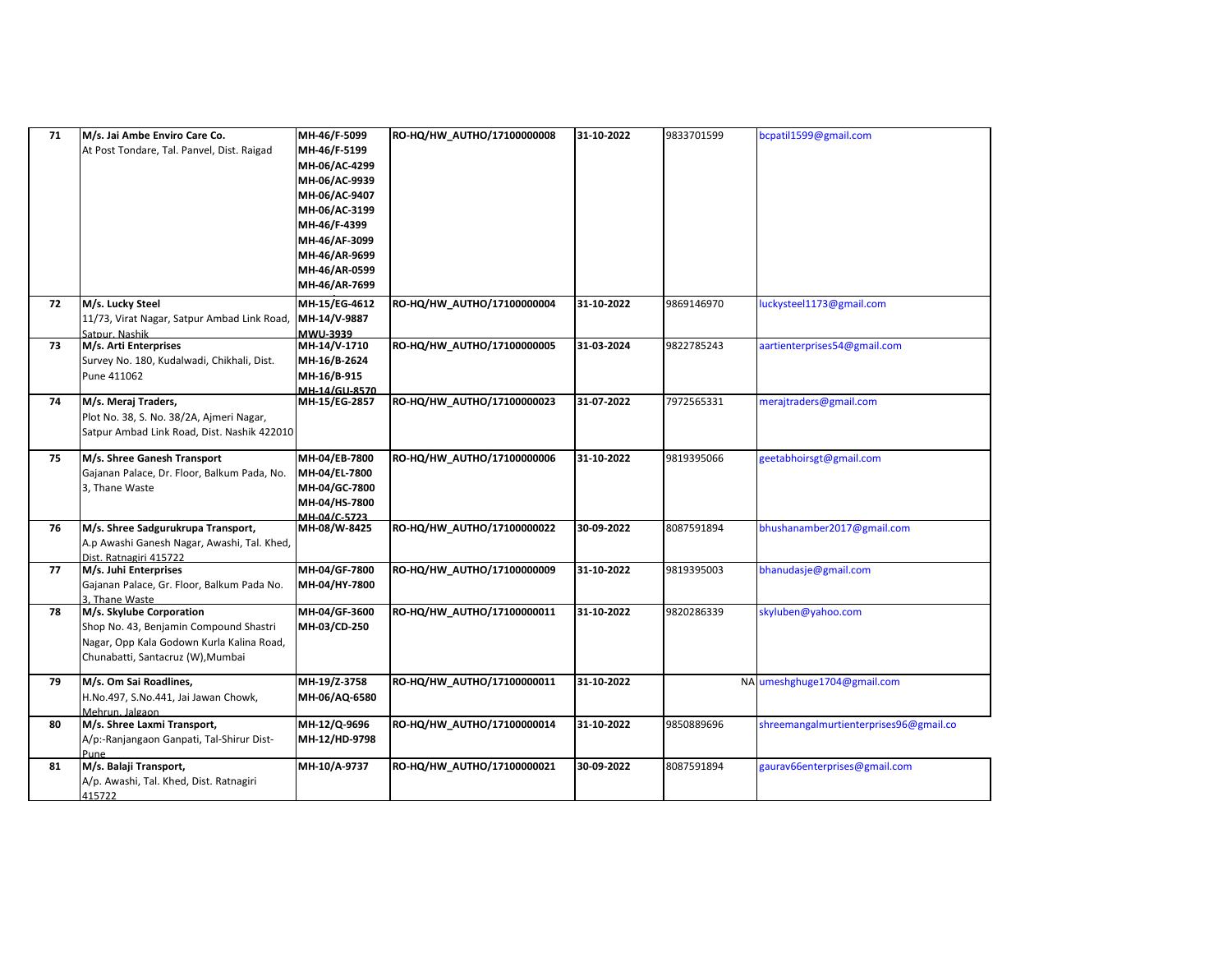| 71 | M/s. Jai Ambe Enviro Care Co.<br>At Post Tondare, Tal. Panvel, Dist. Raigad | MH-46/F-5099<br>MH-46/F-5199<br>MH-06/AC-4299<br>MH-06/AC-9939<br>MH-06/AC-9407<br>MH-06/AC-3199<br>MH-46/F-4399<br>MH-46/AF-3099<br>MH-46/AR-9699<br>MH-46/AR-0599<br>MH-46/AR-7699 | RO-HQ/HW_AUTHO/17100000008 | 31-10-2022 | 9833701599 | bcpatil1599@gmail.com |
|---|---|---|---|---|---|---|
| 72 | M/s. Lucky Steel<br>11/73, Virat Nagar, Satpur Ambad Link Road, Satpur, Nashik | MH-15/EG-4612<br>MH-14/V-9887<br>MWU-3939 | RO-HQ/HW_AUTHO/17100000004 | 31-10-2022 | 9869146970 | luckysteel1173@gmail.com |
| 73 | M/s. Arti Enterprises<br>Survey No. 180, Kudalwadi, Chikhali, Dist. Pune 411062 | MH-14/V-1710<br>MH-16/B-2624<br>MH-16/B-915<br>MH-14/GU-8570 | RO-HQ/HW_AUTHO/17100000005 | 31-03-2024 | 9822785243 | aartienterprises54@gmail.com |
| 74 | M/s. Meraj Traders,<br>Plot No. 38, S. No. 38/2A, Ajmeri Nagar, Satpur Ambad Link Road, Dist. Nashik 422010 | MH-15/EG-2857 | RO-HQ/HW_AUTHO/17100000023 | 31-07-2022 | 7972565331 | merajtraders@gmail.com |
| 75 | M/s. Shree Ganesh Transport<br>Gajanan Palace, Dr. Floor, Balkum Pada, No. 3, Thane Waste | MH-04/EB-7800<br>MH-04/EL-7800<br>MH-04/GC-7800<br>MH-04/HS-7800<br>MH-04/C-5723 | RO-HQ/HW_AUTHO/17100000006 | 31-10-2022 | 9819395066 | geetabhoirsgt@gmail.com |
| 76 | M/s. Shree Sadgurukrupa Transport,<br>A.p Awashi Ganesh Nagar, Awashi, Tal. Khed, Dist. Ratnagiri 415722 | MH-08/W-8425 | RO-HQ/HW_AUTHO/17100000022 | 30-09-2022 | 8087591894 | bhushanamber2017@gmail.com |
| 77 | M/s. Juhi Enterprises<br>Gajanan Palace, Gr. Floor, Balkum Pada No. 3, Thane Waste | MH-04/GF-7800<br>MH-04/HY-7800 | RO-HQ/HW_AUTHO/17100000009 | 31-10-2022 | 9819395003 | bhanudasje@gmail.com |
| 78 | M/s. Skylube Corporation<br>Shop No. 43, Benjamin Compound Shastri Nagar, Opp Kala Godown Kurla Kalina Road, Chunabatti, Santacruz (W),Mumbai | MH-04/GF-3600<br>MH-03/CD-250 | RO-HQ/HW_AUTHO/17100000011 | 31-10-2022 | 9820286339 | skyluben@yahoo.com |
| 79 | M/s. Om Sai Roadlines,<br>H.No.497, S.No.441, Jai Jawan Chowk, Mehrun, Jalgaon | MH-19/Z-3758<br>MH-06/AQ-6580 | RO-HQ/HW_AUTHO/17100000011 | 31-10-2022 | NA | umeshghuge1704@gmail.com |
| 80 | M/s. Shree Laxmi Transport,<br>A/p:-Ranjangaon Ganpati, Tal-Shirur Dist-Pune | MH-12/Q-9696<br>MH-12/HD-9798 | RO-HQ/HW_AUTHO/17100000014 | 31-10-2022 | 9850889696 | shreemangalmurtienterprises96@gmail.co |
| 81 | M/s. Balaji Transport,<br>A/p. Awashi, Tal. Khed, Dist. Ratnagiri 415722 | MH-10/A-9737 | RO-HQ/HW_AUTHO/17100000021 | 30-09-2022 | 8087591894 | gaurav66enterprises@gmail.com |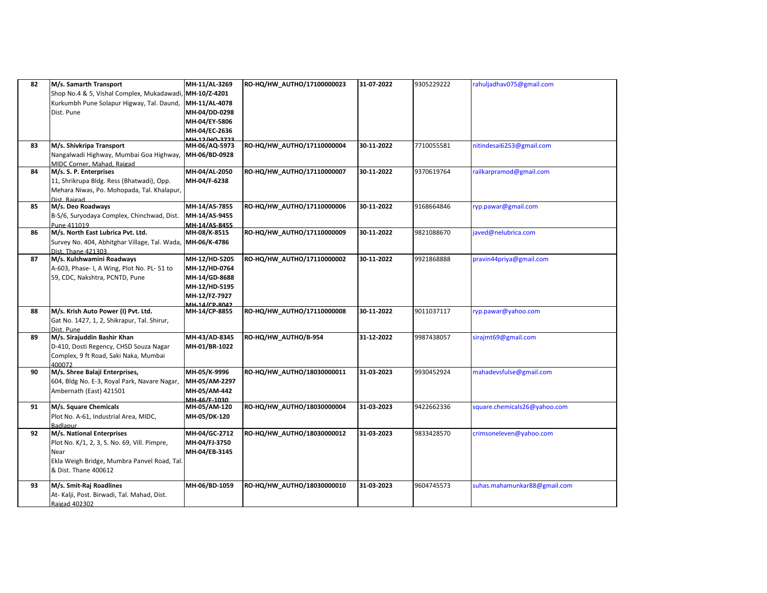| 82 | **M/s. Samarth Transport**<br>Shop No.4 & 5, Vishal Complex, Mukadawadi, Kurkumbh Pune Solapur Higway, Tal. Daund, Dist. Pune | **MH-11/AL-3269**<br>**MH-10/Z-4201**<br>**MH-11/AL-4078**<br>**MH-04/DD-0298**<br>**MH-04/EY-5806**<br>**MH-04/EC-2636**<br>**MH-12/HQ-3723** | **RO-HQ/HW_AUTHO/17100000023** | **31-07-2022** | 9305229222 | rahuljadhav075@gmail.com |
|---|---|---|---|---|---|---|
| 83 | **M/s. Shivkripa Transport**<br>Nangalwadi Highway, Mumbai Goa Highway, MIDC Corner, Mahad, Raigad | **MH-06/AQ-5973**<br>**MH-06/BD-0928** | **RO-HQ/HW_AUTHO/17110000004** | **30-11-2022** | 7710055581 | nitindesai6253@gmail.com |
| 84 | **M/s. S. P. Enterprises**<br>11, Shrikrupa Bldg. Ress (Bhatwadi), Opp. Mehara Niwas, Po. Mohopada, Tal. Khalapur, Dist. Raigad | **MH-04/AL-2050**<br>**MH-04/F-6238** | **RO-HQ/HW_AUTHO/17110000007** | **30-11-2022** | 9370619764 | railkarpramod@gmail.com |
| 85 | **M/s. Deo Roadways**<br>B-S/6, Suryodaya Complex, Chinchwad, Dist. Pune 411019 | **MH-14/AS-7855**<br>**MH-14/AS-9455**<br>**MH-14/AS-8455** | **RO-HQ/HW_AUTHO/17110000006** | **30-11-2022** | 9168664846 | ryp.pawar@gmail.com |
| 86 | **M/s. North East Lubrica Pvt. Ltd.**<br>Survey No. 404, Abhitghar Village, Tal. Wada, Dist. Thane 421303 | **MH-08/K-8515**<br>**MH-06/K-4786** | **RO-HQ/HW_AUTHO/17110000009** | **30-11-2022** | 9821088670 | javed@nelubrica.com |
| 87 | **M/s. Kulshwamini Roadways**<br>A-603, Phase- I, A Wing, Plot No. PL- 51 to 59, CDC, Nakshtra, PCNTD, Pune | **MH-12/HD-5205**<br>**MH-12/HD-0764**<br>**MH-14/GD-8688**<br>**MH-12/HD-5195**<br>**MH-12/FZ-7927**<br>**MH-14/CP-8042** | **RO-HQ/HW_AUTHO/17110000002** | **30-11-2022** | 9921868888 | pravin44priya@gmail.com |
| 88 | **M/s. Krish Auto Power (I) Pvt. Ltd.**<br>Gat No. 1427, 1, 2, Shikrapur, Tal. Shirur, Dist. Pune | **MH-14/CP-8855** | **RO-HQ/HW_AUTHO/17110000008** | **30-11-2022** | 9011037117 | ryp.pawar@yahoo.com |
| 89 | **M/s. Sirajuddin Bashir Khan**<br>D-410, Dosti Regency, CHSD Souza Nagar Complex, 9 ft Road, Saki Naka, Mumbai 400072 | **MH-43/AD-8345**<br>**MH-01/BR-1022** | **RO-HQ/HW_AUTHO/B-954** | **31-12-2022** | 9987438057 | sirajmt69@gmail.com |
| 90 | **M/s. Shree Balaji Enterprises,**<br>604, Bldg No. E-3, Royal Park, Navare Nagar, Ambernath (East) 421501 | **MH-05/K-9996**<br>**MH-05/AM-2297**<br>**MH-05/AM-442**<br>**MH-46/F-1030** | **RO-HQ/HW_AUTHO/18030000011** | **31-03-2023** | 9930452924 | mahadevsfulse@gmail.com |
| 91 | **M/s. Square Chemicals**<br>Plot No. A-61, Industrial Area, MIDC, Badlapur | **MH-05/AM-120**<br>**MH-05/DK-120** | **RO-HQ/HW_AUTHO/18030000004** | **31-03-2023** | 9422662336 | square.chemicals26@yahoo.com |
| 92 | **M/s. National Enterprises**<br>Plot No. K/1, 2, 3, S. No. 69, Vill. Pimpre, Near<br>Ekla Weigh Bridge, Mumbra Panvel Road, Tal. & Dist. Thane 400612 | **MH-04/GC-2712**<br>**MH-04/FJ-3750**<br>**MH-04/EB-3145** | **RO-HQ/HW_AUTHO/18030000012** | **31-03-2023** | 9833428570 | crimsoneleven@yahoo.com |
| 93 | **M/s. Smit-Raj Roadlines**<br>At- Kalji, Post. Birwadi, Tal. Mahad, Dist. Raigad 402302 | **MH-06/BD-1059** | **RO-HQ/HW_AUTHO/18030000010** | **31-03-2023** | 9604745573 | suhas.mahamunkar88@gmail.com |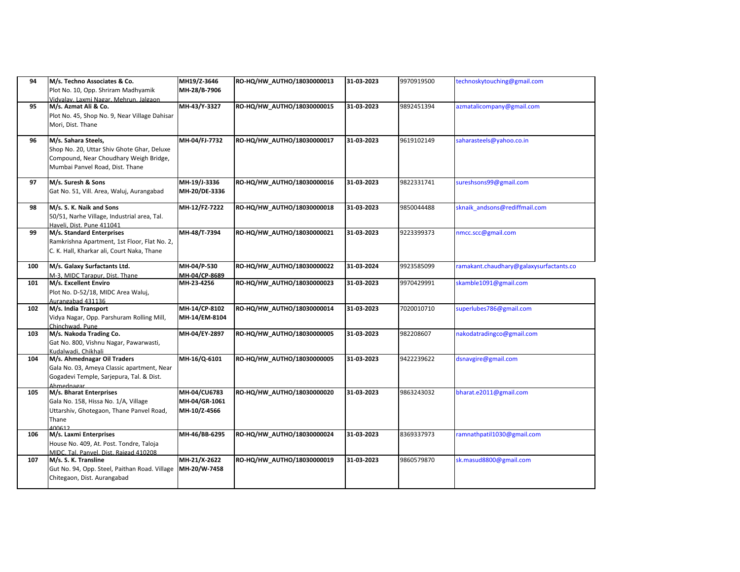| 94 | M/s. Techno Associates & Co.<br>Plot No. 10, Opp. Shriram Madhyamik Vidyalay, Laxmi Nagar, Mehrun, Jalgaon | MH19/Z-3646<br>MH-28/B-7906 | RO-HQ/HW_AUTHO/18030000013 | 31-03-2023 | 9970919500 | technoskytouching@gmail.com |
|---|---|---|---|---|---|---|
| 95 | M/s. Azmat Ali & Co.<br>Plot No. 45, Shop No. 9, Near Village Dahisar Mori, Dist. Thane | MH-43/Y-3327 | RO-HQ/HW_AUTHO/18030000015 | 31-03-2023 | 9892451394 | azmatalicompany@gmail.com |
| 96 | M/s. Sahara Steels,<br>Shop No. 20, Uttar Shiv Ghote Ghar, Deluxe Compound, Near Choudhary Weigh Bridge, Mumbai Panvel Road, Dist. Thane | MH-04/FJ-7732 | RO-HQ/HW_AUTHO/18030000017 | 31-03-2023 | 9619102149 | saharasteels@yahoo.co.in |
| 97 | M/s. Suresh & Sons<br>Gat No. 51, Vill. Area, Waluj, Aurangabad | MH-19/J-3336<br>MH-20/DE-3336 | RO-HQ/HW_AUTHO/18030000016 | 31-03-2023 | 9822331741 | sureshsons99@gmail.com |
| 98 | M/s. S. K. Naik and Sons<br>50/51, Narhe Village, Industrial area, Tal. Haveli, Dist. Pune 411041 | MH-12/FZ-7222 | RO-HQ/HW_AUTHO/18030000018 | 31-03-2023 | 9850044488 | sknaik_andsons@rediffmail.com |
| 99 | M/s. Standard Enterprises<br>Ramkrishna Apartment, 1st Floor, Flat No. 2, C. K. Hall, Kharkar ali, Court Naka, Thane | MH-48/T-7394 | RO-HQ/HW_AUTHO/18030000021 | 31-03-2023 | 9223399373 | nmcc.scc@gmail.com |
| 100 | M/s. Galaxy Surfactants Ltd.<br>M-3, MIDC Tarapur, Dist. Thane | MH-04/P-530<br>MH-04/CP-8689 | RO-HQ/HW_AUTHO/18030000022 | 31-03-2024 | 9923585099 | ramakant.chaudhary@galaxysurfactants.co |
| 101 | M/s. Excellent Enviro<br>Plot No. D-52/18, MIDC Area Waluj, Aurangabad 431136 | MH-23-4256 | RO-HQ/HW_AUTHO/18030000023 | 31-03-2023 | 9970429991 | skamble1091@gmail.com |
| 102 | M/s. India Transport<br>Vidya Nagar, Opp. Parshuram Rolling Mill, Chinchwad, Pune | MH-14/CP-8102<br>MH-14/EM-8104 | RO-HQ/HW_AUTHO/18030000014 | 31-03-2023 | 7020010710 | superlubes786@gmail.com |
| 103 | M/s. Nakoda Trading Co.<br>Gat No. 800, Vishnu Nagar, Pawarwasti, Kudalwadi, Chikhali | MH-04/EY-2897 | RO-HQ/HW_AUTHO/18030000005 | 31-03-2023 | 982208607 | nakodatradingco@gmail.com |
| 104 | M/s. Ahmednagar Oil Traders<br>Gala No. 03, Ameya Classic apartment, Near Gogadevi Temple, Sarjepura, Tal. & Dist. Ahmednagar | MH-16/Q-6101 | RO-HQ/HW_AUTHO/18030000005 | 31-03-2023 | 9422239622 | dsnavgire@gmail.com |
| 105 | M/s. Bharat Enterprises<br>Gala No. 158, Hissa No. 1/A, Village Uttarshiv, Ghotegaon, Thane Panvel Road, Thane 400612 | MH-04/CU6783<br>MH-04/GR-1061<br>MH-10/Z-4566 | RO-HQ/HW_AUTHO/18030000020 | 31-03-2023 | 9863243032 | bharat.e2011@gmail.com |
| 106 | M/s. Laxmi Enterprises<br>House No. 409, At. Post. Tondre, Taloja MIDC, Tal. Panvel, Dist. Raigad 410208 | MH-46/BB-6295 | RO-HQ/HW_AUTHO/18030000024 | 31-03-2023 | 8369337973 | ramnathpatil1030@gmail.com |
| 107 | M/s. S. K. Transline<br>Gut No. 94, Opp. Steel, Paithan Road. Village Chitegaon, Dist. Aurangabad | MH-21/X-2622<br>MH-20/W-7458 | RO-HQ/HW_AUTHO/18030000019 | 31-03-2023 | 9860579870 | sk.masud8800@gmail.com |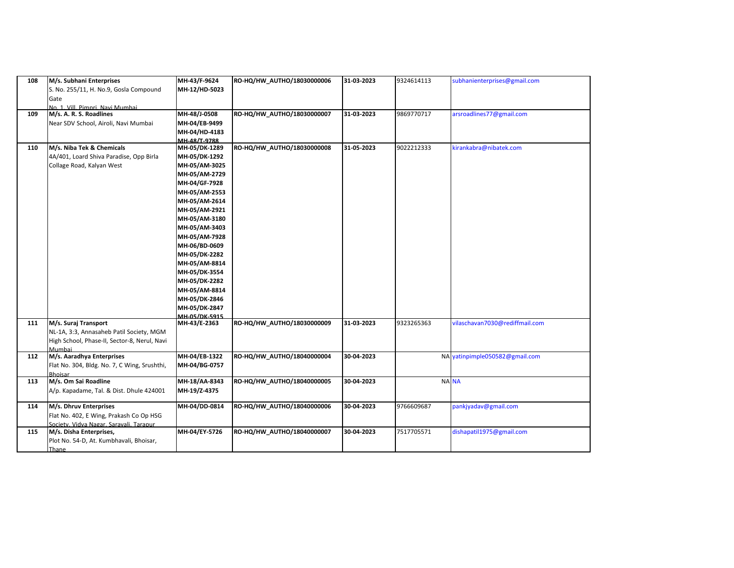| 108 | **M/s. Subhani Enterprises**<br>S. No. 255/11, H. No.9, Gosla Compound Gate<br>No. 1, Vill. Pimpri, Navi Mumbai | **MH-43/F-9624**<br>**MH-12/HD-5023** | **RO-HQ/HW_AUTHO/18030000006** | **31-03-2023** | 9324614113 | subhanienterprises@gmail.com |
|---|---|---|---|---|---|---|
| 109 | **M/s. A. R. S. Roadlines**<br>Near SDV School, Airoli, Navi Mumbai | **MH-48/J-0508**<br>**MH-04/EB-9499**<br>**MH-04/HD-4183**<br>**MH-48/T-9788** | **RO-HQ/HW_AUTHO/18030000007** | **31-03-2023** | 9869770717 | arsroadlines77@gmail.com |
| 110 | **M/s. Niba Tek & Chemicals**<br>4A/401, Loard Shiva Paradise, Opp Birla Collage Road, Kalyan West | **MH-05/DK-1289**<br>**MH-05/DK-1292**<br>**MH-05/AM-3025**<br>**MH-05/AM-2729**<br>**MH-04/GF-7928**<br>**MH-05/AM-2553**<br>**MH-05/AM-2614**<br>**MH-05/AM-2921**<br>**MH-05/AM-3180**<br>**MH-05/AM-3403**<br>**MH-05/AM-7928**<br>**MH-06/BD-0609**<br>**MH-05/DK-2282**<br>**MH-05/AM-8814**<br>**MH-05/DK-3554**<br>**MH-05/DK-2282**<br>**MH-05/AM-8814**<br>**MH-05/DK-2846**<br>**MH-05/DK-2847**<br>**MH-05/DK-5915** | **RO-HQ/HW_AUTHO/18030000008** | **31-05-2023** | 9022212333 | kirankabra@nibatek.com |
| 111 | **M/s. Suraj Transport**<br>NL-1A, 3:3, Annasaheb Patil Society, MGM High School, Phase-II, Sector-8, Nerul, Navi Mumbai | **MH-43/E-2363** | **RO-HQ/HW_AUTHO/18030000009** | **31-03-2023** | 9323265363 | vilaschavan7030@rediffmail.com |
| 112 | **M/s. Aaradhya Enterprises**<br>Flat No. 304, Bldg. No. 7, C Wing, Srushthi, Bhoisar | **MH-04/EB-1322**<br>**MH-04/BG-0757** | **RO-HQ/HW_AUTHO/18040000004** | **30-04-2023** | NA | yatinpimple050582@gmail.com |
| 113 | **M/s. Om Sai Roadline**<br>A/p. Kapadame, Tal. & Dist. Dhule 424001 | **MH-18/AA-8343**<br>**MH-19/Z-4375** | **RO-HQ/HW_AUTHO/18040000005** | **30-04-2023** | NA | NA |
| 114 | **M/s. Dhruv Enterprises**<br>Flat No. 402, E Wing, Prakash Co Op HSG Society, Vidya Nagar, Saravali, Tarapur | **MH-04/DD-0814** | **RO-HQ/HW_AUTHO/18040000006** | **30-04-2023** | 9766609687 | pankjyadav@gmail.com |
| 115 | **M/s. Disha Enterprises,**<br>Plot No. 54-D, At. Kumbhavali, Bhoisar, Thane | **MH-04/EY-5726** | **RO-HQ/HW_AUTHO/18040000007** | **30-04-2023** | 7517705571 | dishapatil1975@gmail.com |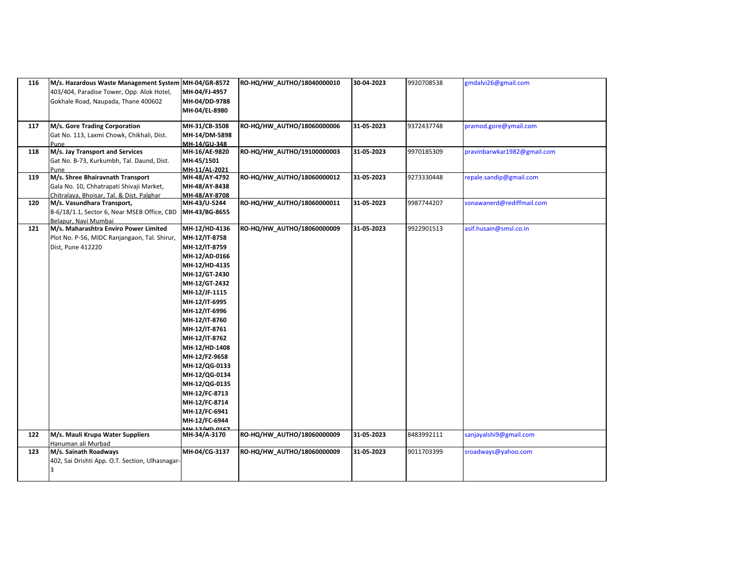| | | | | | | |
|---|---|---|---|---|---|---|
| 116 | **M/s. Hazardous Waste Management System** 403/404, Paradise Tower, Opp. Alok Hotel, Gokhale Road, Naupada, Thane 400602 | **MH-04/GR-8572 MH-04/FJ-4957 MH-04/DD-9788 MH-04/EL-8980** | **RO-HQ/HW_AUTHO/18040000010** | **30-04-2023** | 9920708538 | gmdalvi26@gmail.com |
| 117 | **M/s. Gore Trading Corporation** Gat No. 113, Laxmi Chowk, Chikhali, Dist. Pune | **MH-31/CB-3508 MH-14/DM-5898 MH-14/GU-348** | **RO-HQ/HW_AUTHO/18060000006** | **31-05-2023** | 9372437748 | pramod.gore@ymail.com |
| 118 | **M/s. Jay Transport and Services** Gat No. B-73, Kurkumbh, Tal. Daund, Dist. Pune | **MH-16/AE-9820 MH-45/1501 MH-11/AL-2021** | **RO-HQ/HW_AUTHO/19100000003** | **31-05-2023** | 9970185309 | pravinbarwkar1982@gmail.com |
| 119 | **M/s. Shree Bhairavnath Transport** Gala No. 10, Chhatrapati Shivaji Market, Chitralaya, Bhoisar, Tal. & Dist. Palghar | **MH-48/AY-4792 MH-48/AY-8438 MH-48/AY-8708** | **RO-HQ/HW_AUTHO/18060000012** | **31-05-2023** | 9273330448 | repale.sandip@gmail.com |
| 120 | **M/s. Vasundhara Transport,** B-6/18/1.1, Sector 6, Near MSEB Office, CBD Belapur, Navi Mumbai | **MH-43/U-5244 MH-43/BG-8655** | **RO-HQ/HW_AUTHO/18060000011** | **31-05-2023** | 9987744207 | sonawanerd@rediffmail.com |
| 121 | **M/s. Maharashtra Enviro Power Limited** Plot No. P-56, MIDC Ranjangaon, Tal. Shirur, Dist, Pune 412220 | **MH-12/HD-4136 MH-12/IT-8758 MH-12/IT-8759 MH-12/AD-0166 MH-12/HD-4135 MH-12/GT-2430 MH-12/GT-2432 MH-12/JF-1115 MH-12/IT-6995 MH-12/IT-6996 MH-12/IT-8760 MH-12/IT-8761 MH-12/IT-8762 MH-12/HD-1408 MH-12/FZ-9658 MH-12/QG-0133 MH-12/QG-0134 MH-12/QG-0135 MH-12/FC-8713 MH-12/FC-8714 MH-12/FC-6941 MH-12/FC-6944 MH-12/HD-0167** | **RO-HQ/HW_AUTHO/18060000009** | **31-05-2023** | 9922901513 | asif.husain@smsl.co.in |
| 122 | **M/s. Mauli Krupa Water Suppliers** Hanuman ali Murbad | **MH-34/A-3170** | **RO-HQ/HW_AUTHO/18060000009** | **31-05-2023** | 8483992111 | sanjayalshi9@gmail.com |
| 123 | **M/s. Sainath Roadways** 402, Sai Drishti App. O.T. Section, Ulhasnagar-3 | **MH-04/CG-3137** | **RO-HQ/HW_AUTHO/18060000009** | **31-05-2023** | 9011703399 | sroadways@yahoo.com |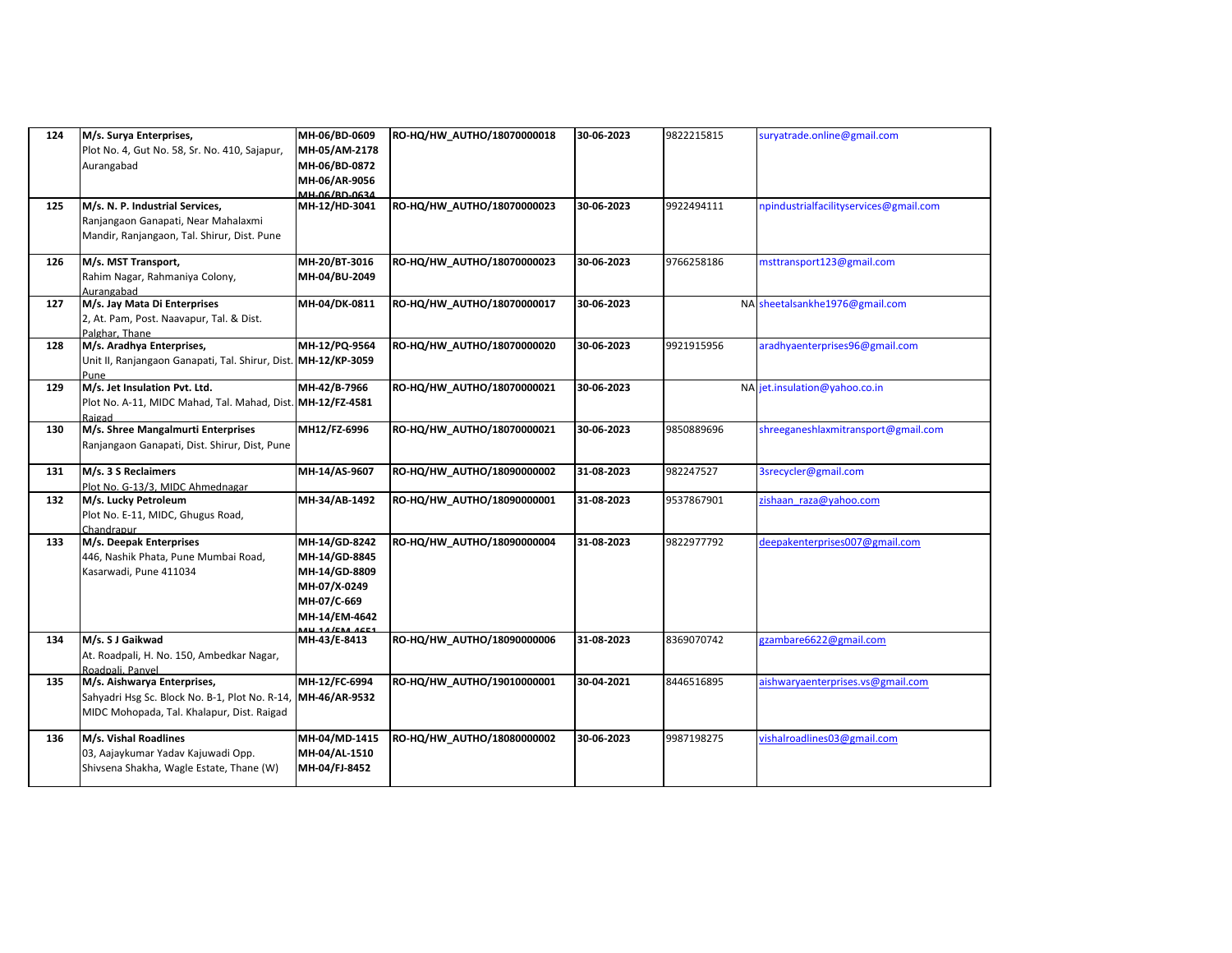| 124 | **M/s. Surya Enterprises,**<br>Plot No. 4, Gut No. 58, Sr. No. 410, Sajapur, Aurangabad | **MH-06/BD-0609**<br>**MH-05/AM-2178**<br>**MH-06/BD-0872**<br>**MH-06/AR-9056**<br>**MH-06/BD-0634** | **RO-HQ/HW_AUTHO/18070000018** | **30-06-2023** | 9822215815 | suryatrade.online@gmail.com |
|---|---|---|---|---|---|---|
| 125 | **M/s. N. P. Industrial Services,**<br>Ranjangaon Ganapati, Near Mahalaxmi Mandir, Ranjangaon, Tal. Shirur, Dist. Pune | **MH-12/HD-3041** | **RO-HQ/HW_AUTHO/18070000023** | **30-06-2023** | 9922494111 | npindustrialfacilityservices@gmail.com |
| 126 | **M/s. MST Transport,**<br>Rahim Nagar, Rahmaniya Colony, Aurangabad | **MH-20/BT-3016**<br>**MH-04/BU-2049** | **RO-HQ/HW_AUTHO/18070000023** | **30-06-2023** | 9766258186 | msttransport123@gmail.com |
| 127 | **M/s. Jay Mata Di Enterprises**<br>2, At. Pam, Post. Naavapur, Tal. & Dist. Palghar, Thane | **MH-04/DK-0811** | **RO-HQ/HW_AUTHO/18070000017** | **30-06-2023** | NA | sheetalsankhe1976@gmail.com |
| 128 | **M/s. Aradhya Enterprises,**<br>Unit II, Ranjangaon Ganapati, Tal. Shirur, Dist. Pune | **MH-12/PQ-9564**<br>**MH-12/KP-3059** | **RO-HQ/HW_AUTHO/18070000020** | **30-06-2023** | 9921915956 | aradhyaenterprises96@gmail.com |
| 129 | **M/s. Jet Insulation Pvt. Ltd.**<br>Plot No. A-11, MIDC Mahad, Tal. Mahad, Dist. Raigad | **MH-42/B-7966**<br>**MH-12/FZ-4581** | **RO-HQ/HW_AUTHO/18070000021** | **30-06-2023** | NA | jet.insulation@yahoo.co.in |
| 130 | **M/s. Shree Mangalmurti Enterprises**<br>Ranjangaon Ganapati, Dist. Shirur, Dist, Pune | **MH12/FZ-6996** | **RO-HQ/HW_AUTHO/18070000021** | **30-06-2023** | 9850889696 | shreeganeshlaxmitransport@gmail.com |
| 131 | **M/s. 3 S Reclaimers**<br>Plot No. G-13/3, MIDC Ahmednagar | **MH-14/AS-9607** | **RO-HQ/HW_AUTHO/18090000002** | **31-08-2023** | 982247527 | 3srecycler@gmail.com |
| 132 | **M/s. Lucky Petroleum**<br>Plot No. E-11, MIDC, Ghugus Road, Chandrapur | **MH-34/AB-1492** | **RO-HQ/HW_AUTHO/18090000001** | **31-08-2023** | 9537867901 | zishaan_raza@yahoo.com |
| 133 | **M/s. Deepak Enterprises**<br>446, Nashik Phata, Pune Mumbai Road, Kasarwadi, Pune 411034 | **MH-14/GD-8242**<br>**MH-14/GD-8845**<br>**MH-14/GD-8809**<br>**MH-07/X-0249**<br>**MH-07/C-669**<br>**MH-14/EM-4642**<br>**MH-14/EM-4651** | **RO-HQ/HW_AUTHO/18090000004** | **31-08-2023** | 9822977792 | deepakenterprises007@gmail.com |
| 134 | **M/s. S J Gaikwad**<br>At. Roadpali, H. No. 150, Ambedkar Nagar, Roadpali, Panvel | **MH-43/E-8413** | **RO-HQ/HW_AUTHO/18090000006** | **31-08-2023** | 8369070742 | gzambare6622@gmail.com |
| 135 | **M/s. Aishwarya Enterprises,**<br>Sahyadri Hsg Sc. Block No. B-1, Plot No. R-14, MIDC Mohopada, Tal. Khalapur, Dist. Raigad | **MH-12/FC-6994**<br>**MH-46/AR-9532** | **RO-HQ/HW_AUTHO/19010000001** | **30-04-2021** | 8446516895 | aishwaryaenterprises.vs@gmail.com |
| 136 | **M/s. Vishal Roadlines**<br>03, Aajaykumar Yadav Kajuwadi Opp. Shivsena Shakha, Wagle Estate, Thane (W) | **MH-04/MD-1415**<br>**MH-04/AL-1510**<br>**MH-04/FJ-8452** | **RO-HQ/HW_AUTHO/18080000002** | **30-06-2023** | 9987198275 | vishalroadlines03@gmail.com |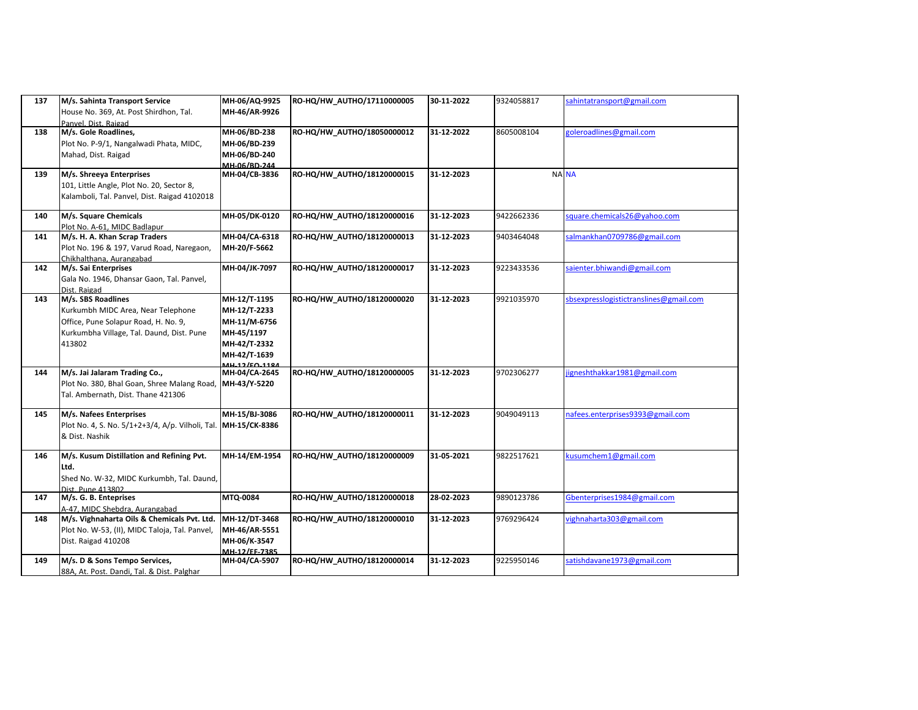| 137 | **M/s. Sahinta Transport Service**<br>House No. 369, At. Post Shirdhon, Tal. Panvel, Dist. Raigad | **MH-06/AQ-9925**<br>**MH-46/AR-9926** | **RO-HQ/HW_AUTHO/17110000005** | **30-11-2022** | 9324058817 | sahintatransport@gmail.com |
|---|---|---|---|---|---|---|
| 138 | **M/s. Gole Roadlines,**<br>Plot No. P-9/1, Nangalwadi Phata, MIDC, Mahad, Dist. Raigad | **MH-06/BD-238**<br>**MH-06/BD-239**<br>**MH-06/BD-240**<br>**MH-06/BD-244** | **RO-HQ/HW_AUTHO/18050000012** | **31-12-2022** | 8605008104 | goleroadlines@gmail.com |
| 139 | **M/s. Shreeya Enterprises**<br>101, Little Angle, Plot No. 20, Sector 8, Kalamboli, Tal. Panvel, Dist. Raigad 4102018 | **MH-04/CB-3836** | **RO-HQ/HW_AUTHO/18120000015** | **31-12-2023** | NA | NA |
| 140 | **M/s. Square Chemicals**<br>Plot No. A-61, MIDC Badlapur | **MH-05/DK-0120** | **RO-HQ/HW_AUTHO/18120000016** | **31-12-2023** | 9422662336 | square.chemicals26@yahoo.com |
| 141 | **M/s. H. A. Khan Scrap Traders**<br>Plot No. 196 & 197, Varud Road, Naregaon, Chikhalthana, Aurangabad | **MH-04/CA-6318**<br>**MH-20/F-5662** | **RO-HQ/HW_AUTHO/18120000013** | **31-12-2023** | 9403464048 | salmankhan0709786@gmail.com |
| 142 | **M/s. Sai Enterprises**<br>Gala No. 1946, Dhansar Gaon, Tal. Panvel, Dist. Raigad | **MH-04/JK-7097** | **RO-HQ/HW_AUTHO/18120000017** | **31-12-2023** | 9223433536 | saienter.bhiwandi@gmail.com |
| 143 | **M/s. SBS Roadlines**<br>Kurkumbh MIDC Area, Near Telephone Office, Pune Solapur Road, H. No. 9, Kurkumbha Village, Tal. Daund, Dist. Pune 413802 | **MH-12/T-1195**<br>**MH-12/T-2233**<br>**MH-11/M-6756**<br>**MH-45/1197**<br>**MH-42/T-2332**<br>**MH-42/T-1639**<br>**MH-12/EQ-1184** | **RO-HQ/HW_AUTHO/18120000020** | **31-12-2023** | 9921035970 | sbsexpresslogistictranslines@gmail.com |
| 144 | **M/s. Jai Jalaram Trading Co.,**<br>Plot No. 380, Bhal Goan, Shree Malang Road, Tal. Ambernath, Dist. Thane 421306 | **MH-04/CA-2645**<br>**MH-43/Y-5220** | **RO-HQ/HW_AUTHO/18120000005** | **31-12-2023** | 9702306277 | jigneshthakkar1981@gmail.com |
| 145 | **M/s. Nafees Enterprises**<br>Plot No. 4, S. No. 5/1+2+3/4, A/p. Vilholi, Tal. & Dist. Nashik | **MH-15/BJ-3086**<br>**MH-15/CK-8386** | **RO-HQ/HW_AUTHO/18120000011** | **31-12-2023** | 9049049113 | nafees.enterprises9393@gmail.com |
| 146 | **M/s. Kusum Distillation and Refining Pvt. Ltd.**<br>Shed No. W-32, MIDC Kurkumbh, Tal. Daund, Dist. Pune 413802 | **MH-14/EM-1954** | **RO-HQ/HW_AUTHO/18120000009** | **31-05-2021** | 9822517621 | kusumchem1@gmail.com |
| 147 | **M/s. G. B. Enteprises**<br>A-47, MIDC Shebdra, Aurangabad | **MTQ-0084** | **RO-HQ/HW_AUTHO/18120000018** | **28-02-2023** | 9890123786 | Gbenterprises1984@gmail.com |
| 148 | **M/s. Vighnaharta Oils & Chemicals Pvt. Ltd.**<br>Plot No. W-53, (II), MIDC Taloja, Tal. Panvel, Dist. Raigad 410208 | **MH-12/DT-3468**<br>**MH-46/AR-5551**<br>**MH-06/K-3547**<br>**MH-12/EF-7385** | **RO-HQ/HW_AUTHO/18120000010** | **31-12-2023** | 9769296424 | vighnaharta303@gmail.com |
| 149 | **M/s. D & Sons Tempo Services,**<br>88A, At. Post. Dandi, Tal. & Dist. Palghar | **MH-04/CA-5907** | **RO-HQ/HW_AUTHO/18120000014** | **31-12-2023** | 9225950146 | satishdavane1973@gmail.com |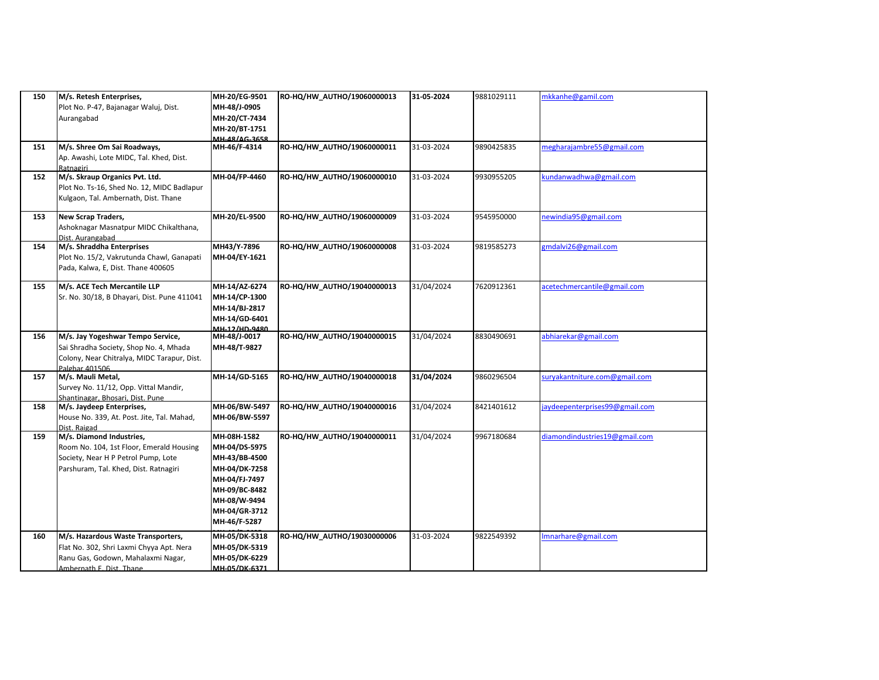| 150 | **M/s. Retesh Enterprises,**<br>Plot No. P-47, Bajanagar Waluj, Dist. Aurangabad | **MH-20/EG-9501**<br>**MH-48/J-0905**<br>**MH-20/CT-7434**<br>**MH-20/BT-1751**<br>**MH-48/AG-3658** | **RO-HQ/HW_AUTHO/19060000013** | **31-05-2024** | 9881029111 | mkkanhe@gamil.com |
|---|---|---|---|---|---|---|
| 151 | **M/s. Shree Om Sai Roadways,**<br>Ap. Awashi, Lote MIDC, Tal. Khed, Dist. Ratnagiri | **MH-46/F-4314** | **RO-HQ/HW_AUTHO/19060000011** | 31-03-2024 | 9890425835 | megharajambre55@gmail.com |
| 152 | **M/s. Skraup Organics Pvt. Ltd.**<br>Plot No. Ts-16, Shed No. 12, MIDC Badlapur Kulgaon, Tal. Ambernath, Dist. Thane | **MH-04/FP-4460** | **RO-HQ/HW_AUTHO/19060000010** | 31-03-2024 | 9930955205 | kundanwadhwa@gmail.com |
| 153 | **New Scrap Traders,**<br>Ashoknagar Masnatpur MIDC Chikalthana, Dist. Aurangabad | **MH-20/EL-9500** | **RO-HQ/HW_AUTHO/19060000009** | 31-03-2024 | 9545950000 | newindia95@gmail.com |
| 154 | **M/s. Shraddha Enterprises**<br>Plot No. 15/2, Vakrutunda Chawl, Ganapati Pada, Kalwa, E, Dist. Thane 400605 | **MH43/Y-7896**<br>**MH-04/EY-1621** | **RO-HQ/HW_AUTHO/19060000008** | 31-03-2024 | 9819585273 | gmdalvi26@gmail.com |
| 155 | **M/s. ACE Tech Mercantile LLP**<br>Sr. No. 30/18, B Dhayari, Dist. Pune 411041 | **MH-14/AZ-6274**<br>**MH-14/CP-1300**<br>**MH-14/BJ-2817**<br>**MH-14/GD-6401**<br>**MH-12/HD-9480** | **RO-HQ/HW_AUTHO/19040000013** | 31/04/2024 | 7620912361 | acetechmercantile@gmail.com |
| 156 | **M/s. Jay Yogeshwar Tempo Service,**<br>Sai Shradha Society, Shop No. 4, Mhada Colony, Near Chitralya, MIDC Tarapur, Dist. Palghar 401506 | **MH-48/J-0017**<br>**MH-48/T-9827** | **RO-HQ/HW_AUTHO/19040000015** | 31/04/2024 | 8830490691 | abhiarekar@gmail.com |
| 157 | **M/s. Mauli Metal,**<br>Survey No. 11/12, Opp. Vittal Mandir, Shantinagar, Bhosari, Dist. Pune | **MH-14/GD-5165** | **RO-HQ/HW_AUTHO/19040000018** | **31/04/2024** | 9860296504 | suryakantniture.com@gmail.com |
| 158 | **M/s. Jaydeep Enterprises,**<br>House No. 339, At. Post. Jite, Tal. Mahad, Dist. Raigad | **MH-06/BW-5497**<br>**MH-06/BW-5597** | **RO-HQ/HW_AUTHO/19040000016** | 31/04/2024 | 8421401612 | jaydeepenterprises99@gmail.com |
| 159 | **M/s. Diamond Industries,**<br>Room No. 104, 1st Floor, Emerald Housing Society, Near H P Petrol Pump, Lote Parshuram, Tal. Khed, Dist. Ratnagiri | **MH-08H-1582**<br>**MH-04/DS-5975**<br>**MH-43/BB-4500**<br>**MH-04/DK-7258**<br>**MH-04/FJ-7497**<br>**MH-09/BC-8482**<br>**MH-08/W-9494**<br>**MH-04/GR-3712**<br>**MH-46/F-5287** | **RO-HQ/HW_AUTHO/19040000011** | 31/04/2024 | 9967180684 | diamondindustries19@gmail.com |
| 160 | **M/s. Hazardous Waste Transporters,**<br>Flat No. 302, Shri Laxmi Chyya Apt. Nera Ranu Gas, Godown, Mahalaxmi Nagar, Ambernath E, Dist. Thane | **MH-05/DK-5318**<br>**MH-05/DK-5319**<br>**MH-05/DK-6229**<br>**MH-05/DK-6371** | **RO-HQ/HW_AUTHO/19030000006** | 31-03-2024 | 9822549392 | lmnarhare@gmail.com |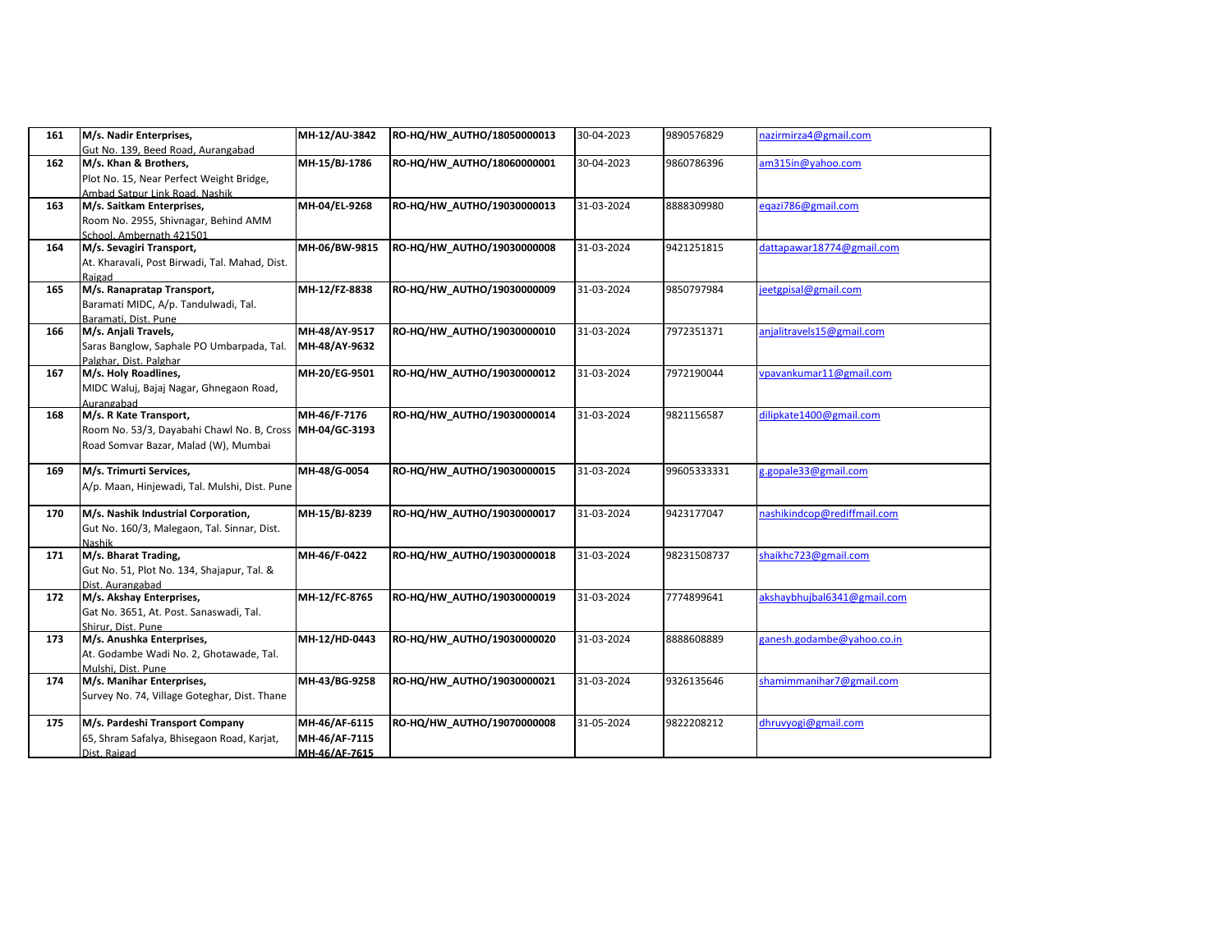| 161 | **M/s. Nadir Enterprises,** Gut No. 139, Beed Road, Aurangabad | **MH-12/AU-3842** | **RO-HQ/HW_AUTHO/18050000013** | 30-04-2023 | 9890576829 | nazirmirza4@gmail.com |
|---|---|---|---|---|---|---|
| 162 | **M/s. Khan & Brothers,** Plot No. 15, Near Perfect Weight Bridge, Ambad Satpur Link Road, Nashik | **MH-15/BJ-1786** | **RO-HQ/HW_AUTHO/18060000001** | 30-04-2023 | 9860786396 | am315in@yahoo.com |
| 163 | **M/s. Saitkam Enterprises,** Room No. 2955, Shivnagar, Behind AMM School, Ambernath 421501 | **MH-04/EL-9268** | **RO-HQ/HW_AUTHO/19030000013** | 31-03-2024 | 8888309980 | eqazi786@gmail.com |
| 164 | **M/s. Sevagiri Transport,** At. Kharavali, Post Birwadi, Tal. Mahad, Dist. Raigad | **MH-06/BW-9815** | **RO-HQ/HW_AUTHO/19030000008** | 31-03-2024 | 9421251815 | dattapawar18774@gmail.com |
| 165 | **M/s. Ranapratap Transport,** Baramati MIDC, A/p. Tandulwadi, Tal. Baramati, Dist. Pune | **MH-12/FZ-8838** | **RO-HQ/HW_AUTHO/19030000009** | 31-03-2024 | 9850797984 | jeetgpisal@gmail.com |
| 166 | **M/s. Anjali Travels,** Saras Banglow, Saphale PO Umbarpada, Tal. Palghar, Dist. Palghar | **MH-48/AY-9517** **MH-48/AY-9632** | **RO-HQ/HW_AUTHO/19030000010** | 31-03-2024 | 7972351371 | anjalitravels15@gmail.com |
| 167 | **M/s. Holy Roadlines,** MIDC Waluj, Bajaj Nagar, Ghnegaon Road, Aurangabad | **MH-20/EG-9501** | **RO-HQ/HW_AUTHO/19030000012** | 31-03-2024 | 7972190044 | vpavankumar11@gmail.com |
| 168 | **M/s. R Kate Transport,** Room No. 53/3, Dayabahi Chawl No. B, Cross Road Somvar Bazar, Malad (W), Mumbai | **MH-46/F-7176** **MH-04/GC-3193** | **RO-HQ/HW_AUTHO/19030000014** | 31-03-2024 | 9821156587 | dilipkate1400@gmail.com |
| 169 | **M/s. Trimurti Services,** A/p. Maan, Hinjewadi, Tal. Mulshi, Dist. Pune | **MH-48/G-0054** | **RO-HQ/HW_AUTHO/19030000015** | 31-03-2024 | 99605333331 | g.gopale33@gmail.com |
| 170 | **M/s. Nashik Industrial Corporation,** Gut No. 160/3, Malegaon, Tal. Sinnar, Dist. Nashik | **MH-15/BJ-8239** | **RO-HQ/HW_AUTHO/19030000017** | 31-03-2024 | 9423177047 | nashikindcop@rediffmail.com |
| 171 | **M/s. Bharat Trading,** Gut No. 51, Plot No. 134, Shajapur, Tal. & Dist. Aurangabad | **MH-46/F-0422** | **RO-HQ/HW_AUTHO/19030000018** | 31-03-2024 | 98231508737 | shaikhc723@gmail.com |
| 172 | **M/s. Akshay Enterprises,** Gat No. 3651, At. Post. Sanaswadi, Tal. Shirur, Dist. Pune | **MH-12/FC-8765** | **RO-HQ/HW_AUTHO/19030000019** | 31-03-2024 | 7774899641 | akshaybhujbal6341@gmail.com |
| 173 | **M/s. Anushka Enterprises,** At. Godambe Wadi No. 2, Ghotawade, Tal. Mulshi, Dist. Pune | **MH-12/HD-0443** | **RO-HQ/HW_AUTHO/19030000020** | 31-03-2024 | 8888608889 | ganesh.godambe@yahoo.co.in |
| 174 | **M/s. Manihar Enterprises,** Survey No. 74, Village Goteghar, Dist. Thane | **MH-43/BG-9258** | **RO-HQ/HW_AUTHO/19030000021** | 31-03-2024 | 9326135646 | shamimmanihar7@gmail.com |
| 175 | **M/s. Pardeshi Transport Company** 65, Shram Safalya, Bhisegaon Road, Karjat, Dist. Raigad | **MH-46/AF-6115** **MH-46/AF-7115** **MH-46/AF-7615** | **RO-HQ/HW_AUTHO/19070000008** | 31-05-2024 | 9822208212 | dhruvyogi@gmail.com |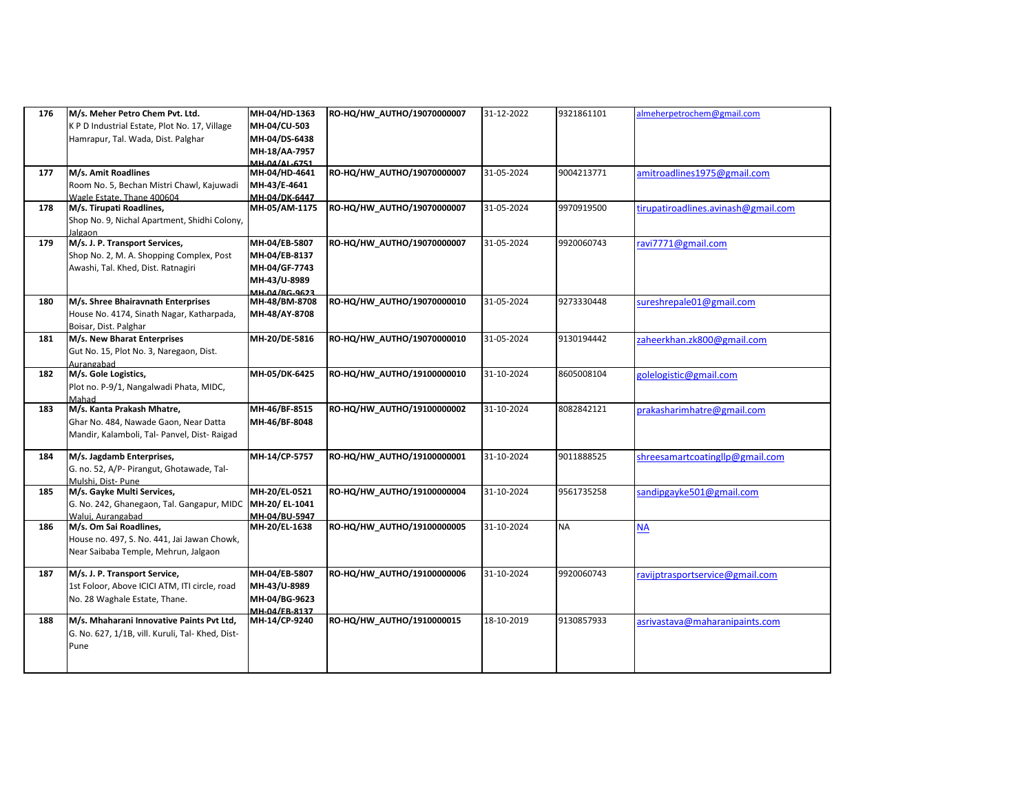| 176 | M/s. Meher Petro Chem Pvt. Ltd. K P D Industrial Estate, Plot No. 17, Village Hamrapur, Tal. Wada, Dist. Palghar | MH-04/HD-1363 MH-04/CU-503 MH-04/DS-6438 MH-18/AA-7957 MH-04/AL-6751 | RO-HQ/HW_AUTHO/19070000007 | 31-12-2022 | 9321861101 | almeherpetrochem@gmail.com |
|---|---|---|---|---|---|---|
| 177 | M/s. Amit Roadlines Room No. 5, Bechan Mistri Chawl, Kajuwadi Wagle Estate, Thane 400604 | MH-04/HD-4641 MH-43/E-4641 MH-04/DK-6447 | RO-HQ/HW_AUTHO/19070000007 | 31-05-2024 | 9004213771 | amitroadlines1975@gmail.com |
| 178 | M/s. Tirupati Roadlines, Shop No. 9, Nichal Apartment, Shidhi Colony, Jalgaon | MH-05/AM-1175 | RO-HQ/HW_AUTHO/19070000007 | 31-05-2024 | 9970919500 | tirupatiroadlines.avinash@gmail.com |
| 179 | M/s. J. P. Transport Services, Shop No. 2, M. A. Shopping Complex, Post Awashi, Tal. Khed, Dist. Ratnagiri | MH-04/EB-5807 MH-04/EB-8137 MH-04/GF-7743 MH-43/U-8989 MH-04/BG-9623 | RO-HQ/HW_AUTHO/19070000007 | 31-05-2024 | 9920060743 | ravi7771@gmail.com |
| 180 | M/s. Shree Bhairavnath Enterprises House No. 4174, Sinath Nagar, Katharpada, Boisar, Dist. Palghar | MH-48/BM-8708 MH-48/AY-8708 | RO-HQ/HW_AUTHO/19070000010 | 31-05-2024 | 9273330448 | sureshrepale01@gmail.com |
| 181 | M/s. New Bharat Enterprises Gut No. 15, Plot No. 3, Naregaon, Dist. Aurangabad | MH-20/DE-5816 | RO-HQ/HW_AUTHO/19070000010 | 31-05-2024 | 9130194442 | zaheerkhan.zk800@gmail.com |
| 182 | M/s. Gole Logistics, Plot no. P-9/1, Nangalwadi Phata, MIDC, Mahad | MH-05/DK-6425 | RO-HQ/HW_AUTHO/19100000010 | 31-10-2024 | 8605008104 | golelogistic@gmail.com |
| 183 | M/s. Kanta Prakash Mhatre, Ghar No. 484, Nawade Gaon, Near Datta Mandir, Kalamboli, Tal- Panvel, Dist- Raigad | MH-46/BF-8515 MH-46/BF-8048 | RO-HQ/HW_AUTHO/19100000002 | 31-10-2024 | 8082842121 | prakasharimhatre@gmail.com |
| 184 | M/s. Jagdamb Enterprises, G. no. 52, A/P- Pirangut, Ghotawade, Tal- Mulshi, Dist- Pune | MH-14/CP-5757 | RO-HQ/HW_AUTHO/19100000001 | 31-10-2024 | 9011888525 | shreesamartcoatingllp@gmail.com |
| 185 | M/s. Gayke Multi Services, G. No. 242, Ghanegaon, Tal. Gangapur, MIDC Waluj, Aurangabad | MH-20/EL-0521 MH-20/ EL-1041 MH-04/BU-5947 | RO-HQ/HW_AUTHO/19100000004 | 31-10-2024 | 9561735258 | sandipgayke501@gmail.com |
| 186 | M/s. Om Sai Roadlines, House no. 497, S. No. 441, Jai Jawan Chowk, Near Saibaba Temple, Mehrun, Jalgaon | MH-20/EL-1638 | RO-HQ/HW_AUTHO/19100000005 | 31-10-2024 | NA | NA |
| 187 | M/s. J. P. Transport Service, 1st Foloor, Above ICICI ATM, ITI circle, road No. 28 Waghale Estate, Thane. | MH-04/EB-5807 MH-43/U-8989 MH-04/BG-9623 MH-04/EB-8137 | RO-HQ/HW_AUTHO/19100000006 | 31-10-2024 | 9920060743 | ravijptrasportservice@gmail.com |
| 188 | M/s. Mhaharani Innovative Paints Pvt Ltd, G. No. 627, 1/1B, vill. Kuruli, Tal- Khed, Dist- Pune | MH-14/CP-9240 | RO-HQ/HW_AUTHO/1910000015 | 18-10-2019 | 9130857933 | asrivastava@maharanipaints.com |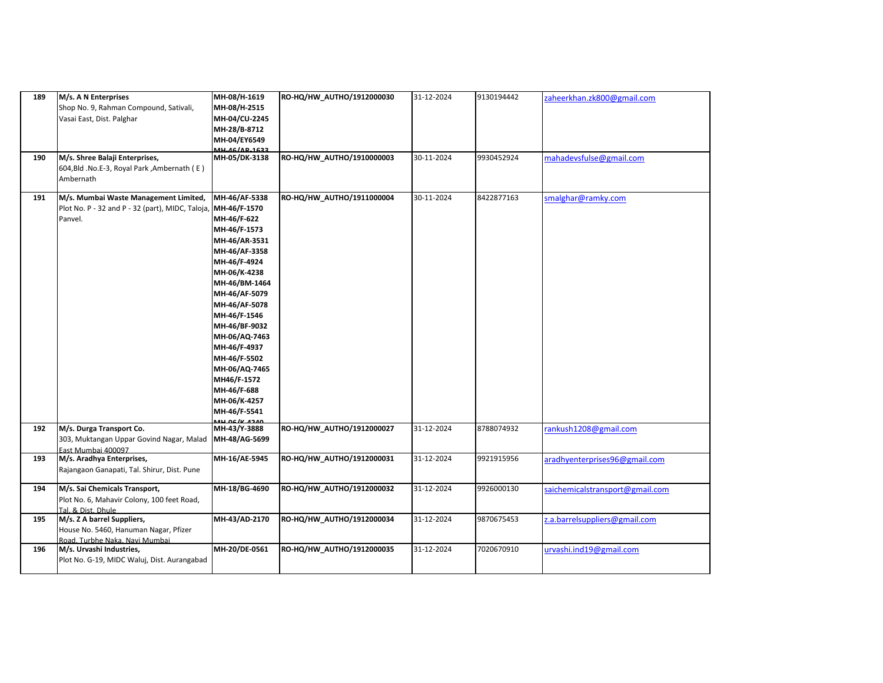| | | | | | | |
|---|---|---|---|---|---|---|
| 189 | **M/s. A N Enterprises**<br>Shop No. 9, Rahman Compound, Sativali, Vasai East, Dist. Palghar | **MH-08/H-1619**<br>**MH-08/H-2515**<br>**MH-04/CU-2245**<br>**MH-28/B-8712**<br>**MH-04/EY6549**<br>**MH-46/AR-1633** | **RO-HQ/HW_AUTHO/1912000030** | 31-12-2024 | 9130194442 | zaheerkhan.zk800@gmail.com |
| 190 | **M/s. Shree Balaji Enterprises,**<br>604,Bld .No.E-3, Royal Park ,Ambernath ( E ) Ambernath | **MH-05/DK-3138** | **RO-HQ/HW_AUTHO/1910000003** | 30-11-2024 | 9930452924 | mahadevsfulse@gmail.com |
| 191 | **M/s. Mumbai Waste Management Limited,**<br>Plot No. P - 32 and P - 32 (part), MIDC, Taloja, Panvel. | **MH-46/AF-5338**<br>**MH-46/F-1570**<br>**MH-46/F-622**<br>**MH-46/F-1573**<br>**MH-46/AR-3531**<br>**MH-46/AF-3358**<br>**MH-46/F-4924**<br>**MH-06/K-4238**<br>**MH-46/BM-1464**<br>**MH-46/AF-5079**<br>**MH-46/AF-5078**<br>**MH-46/F-1546**<br>**MH-46/BF-9032**<br>**MH-06/AQ-7463**<br>**MH-46/F-4937**<br>**MH-46/F-5502**<br>**MH-06/AQ-7465**<br>**MH46/F-1572**<br>**MH-46/F-688**<br>**MH-06/K-4257**<br>**MH-46/F-5541**<br>**MH-06/K-4240** | **RO-HQ/HW_AUTHO/1911000004** | 30-11-2024 | 8422877163 | smalghar@ramky.com |
| 192 | **M/s. Durga Transport Co.**<br>303, Muktangan Uppar Govind Nagar, Malad East Mumbai 400097 | **MH-43/Y-3888**<br>**MH-48/AG-5699** | **RO-HQ/HW_AUTHO/1912000027** | 31-12-2024 | 8788074932 | rankush1208@gmail.com |
| 193 | **M/s. Aradhya Enterprises,**<br>Rajangaon Ganapati, Tal. Shirur, Dist. Pune | **MH-16/AE-5945** | **RO-HQ/HW_AUTHO/1912000031** | 31-12-2024 | 9921915956 | aradhyenterprises96@gmail.com |
| 194 | **M/s. Sai Chemicals Transport,**<br>Plot No. 6, Mahavir Colony, 100 feet Road, Tal. & Dist. Dhule | **MH-18/BG-4690** | **RO-HQ/HW_AUTHO/1912000032** | 31-12-2024 | 9926000130 | saichemicalstransport@gmail.com |
| 195 | **M/s. Z A barrel Suppliers,**<br>House No. 5460, Hanuman Nagar, Pfizer Road, Turbhe Naka, Navi Mumbai | **MH-43/AD-2170** | **RO-HQ/HW_AUTHO/1912000034** | 31-12-2024 | 9870675453 | z.a.barrelsuppliers@gmail.com |
| 196 | **M/s. Urvashi Industries,**<br>Plot No. G-19, MIDC Waluj, Dist. Aurangabad | **MH-20/DE-0561** | **RO-HQ/HW_AUTHO/1912000035** | 31-12-2024 | 7020670910 | urvashi.ind19@gmail.com |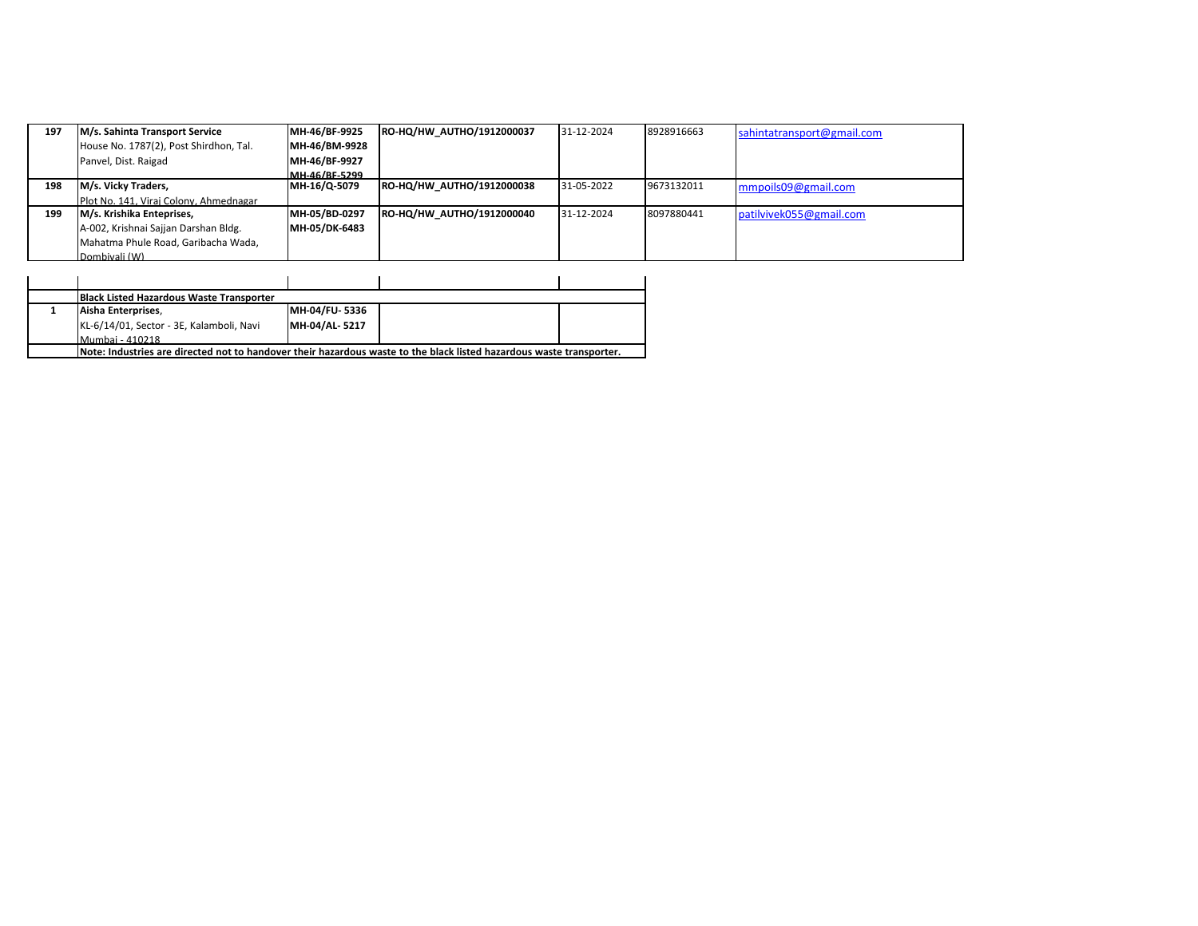| | | | | | | |
|---|---|---|---|---|---|---|
| **197** | **M/s. Sahinta Transport Service** House No. 1787(2), Post Shirdhon, Tal. Panvel, Dist. Raigad | **MH-46/BF-9925 MH-46/BM-9928 MH-46/BF-9927 MH-46/BF-5299** | **RO-HQ/HW_AUTHO/1912000037** | 31-12-2024 | 8928916663 | sahintatransport@gmail.com |
| **198** | **M/s. Vicky Traders,** Plot No. 141, Viraj Colony, Ahmednagar | **MH-16/Q-5079** | **RO-HQ/HW_AUTHO/1912000038** | 31-05-2022 | 9673132011 | mmpoils09@gmail.com |
| **199** | **M/s. Krishika Enteprises,** A-002, Krishnai Sajjan Darshan Bldg. Mahatma Phule Road, Garibacha Wada, Dombivali (W) | **MH-05/BD-0297 MH-05/DK-6483** | **RO-HQ/HW_AUTHO/1912000040** | 31-12-2024 | 8097880441 | patilvivek055@gmail.com |

| | | | | |
|---|---|---|---|---|
| | **Black Listed Hazardous Waste Transporter** | | | |
| **1** | **Aisha Enterprises**, KL-6/14/01, Sector - 3E, Kalamboli, Navi Mumbai - 410218 | **MH-04/FU- 5336 MH-04/AL- 5217** | | |
| | **Note: Industries are directed not to handover their hazardous waste to the black listed hazardous waste transporter.** | | | |